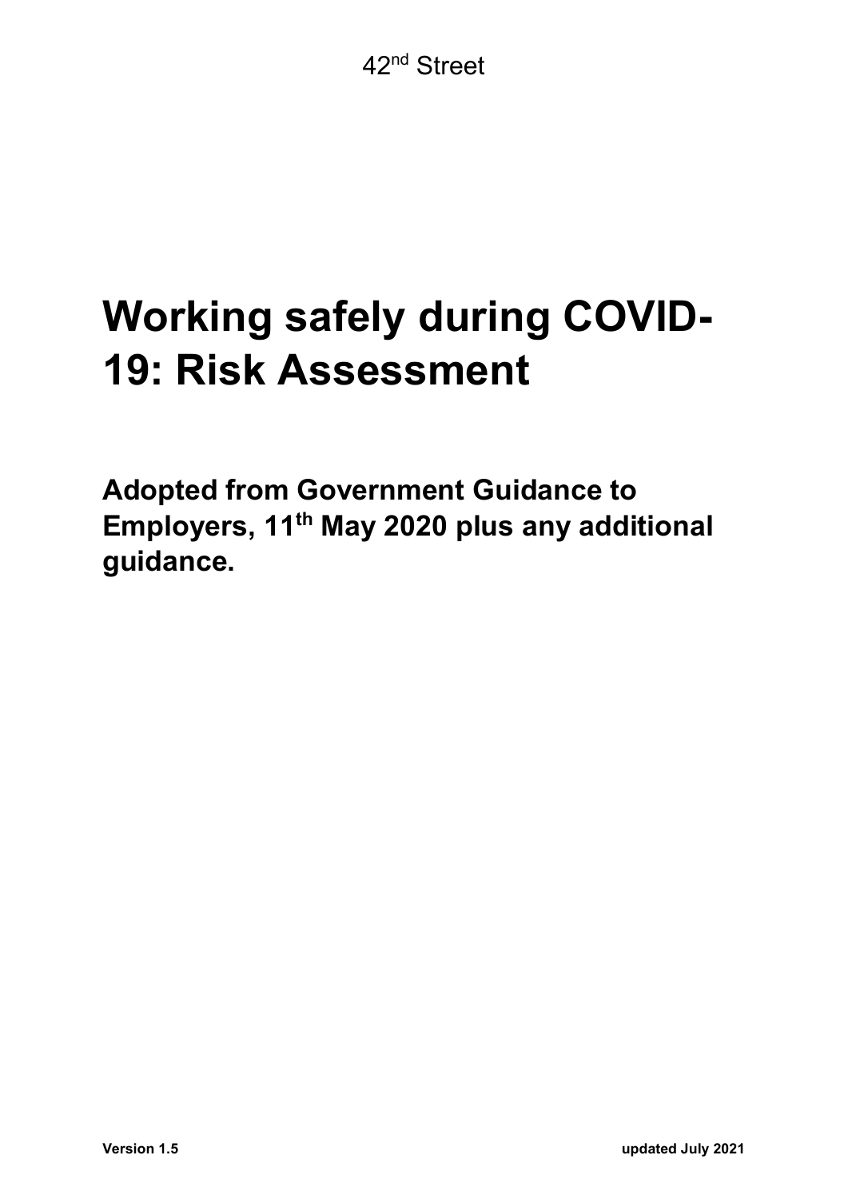42nd Street

# Working safely during COVID-19: Risk Assessment

**Adopted from Government Guidance to Employers, 11th May 2020 plus any additional guidance.**

**Version 1.5** **updated July 2021**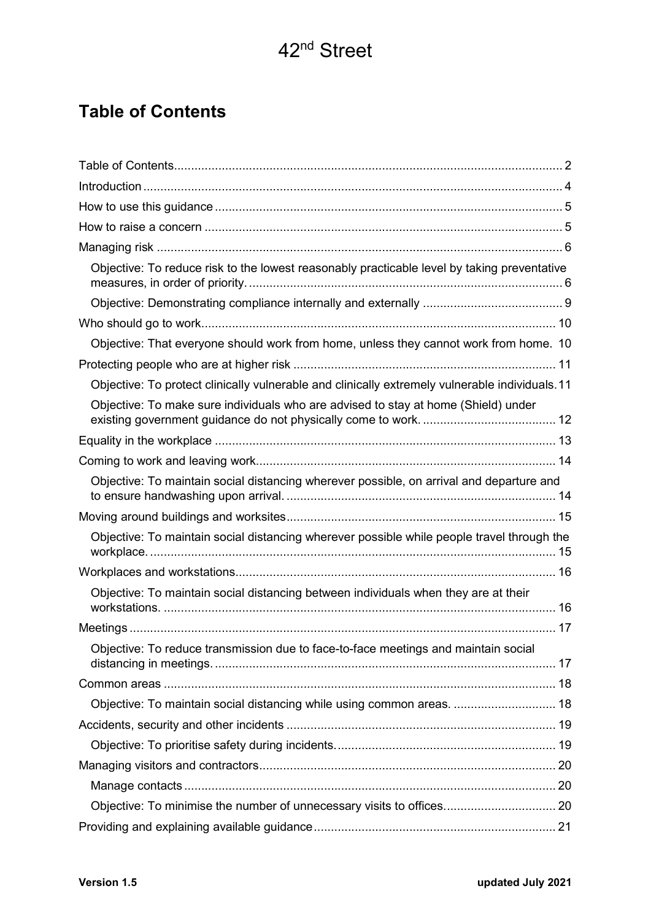## Table of Contents

- Table of Contents ..... 2
- Introduction ..... 4
- How to use this guidance ..... 5
- How to raise a concern ..... 5
- Managing risk ..... 6
  - Objective: To reduce risk to the lowest reasonably practicable level by taking preventative measures, in order of priority. ..... 6
  - Objective: Demonstrating compliance internally and externally ..... 9
- Who should go to work ..... 10
  - Objective: That everyone should work from home, unless they cannot work from home. 10
- Protecting people who are at higher risk ..... 11
  - Objective: To protect clinically vulnerable and clinically extremely vulnerable individuals. 11
  - Objective: To make sure individuals who are advised to stay at home (Shield) under existing government guidance do not physically come to work. ..... 12
- Equality in the workplace ..... 13
- Coming to work and leaving work ..... 14
  - Objective: To maintain social distancing wherever possible, on arrival and departure and to ensure handwashing upon arrival. ..... 14
- Moving around buildings and worksites ..... 15
  - Objective: To maintain social distancing wherever possible while people travel through the workplace. ..... 15
- Workplaces and workstations ..... 16
  - Objective: To maintain social distancing between individuals when they are at their workstations. ..... 16
- Meetings ..... 17
  - Objective: To reduce transmission due to face-to-face meetings and maintain social distancing in meetings. ..... 17
- Common areas ..... 18
  - Objective: To maintain social distancing while using common areas. ..... 18
- Accidents, security and other incidents ..... 19
  - Objective: To prioritise safety during incidents. ..... 19
- Managing visitors and contractors ..... 20
  - Manage contacts ..... 20
  - Objective: To minimise the number of unnecessary visits to offices. ..... 20
- Providing and explaining available guidance ..... 21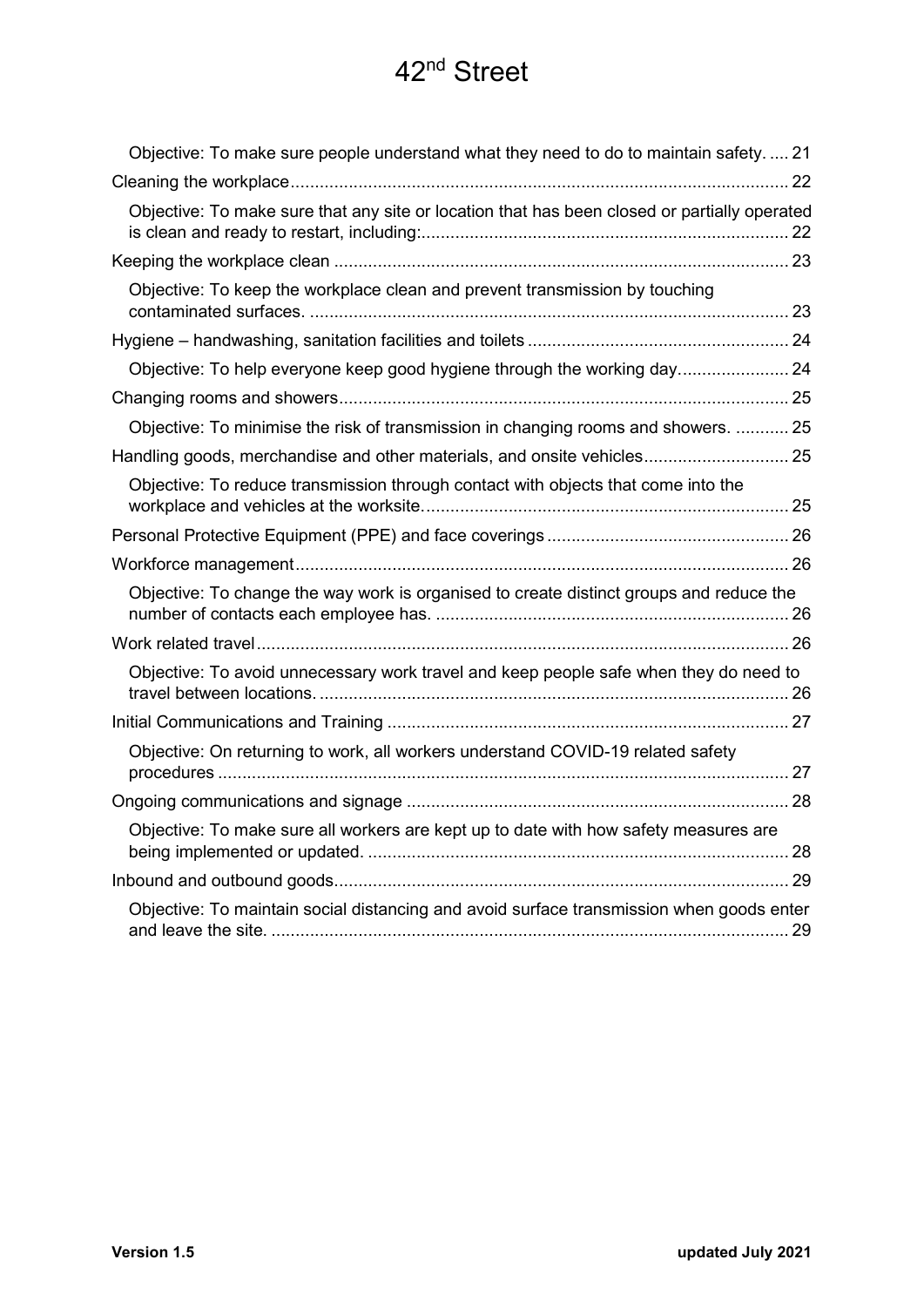Objective: To make sure people understand what they need to do to maintain safety. .... 21

Cleaning the workplace ........................................................................................................ 22

Objective: To make sure that any site or location that has been closed or partially operated is clean and ready to restart, including: ........................................................................... 22

Keeping the workplace clean .............................................................................................. 23

Objective: To keep the workplace clean and prevent transmission by touching contaminated surfaces. ................................................................................................... 23

Hygiene – handwashing, sanitation facilities and toilets ...................................................... 24

Objective: To help everyone keep good hygiene through the working day....................... 24

Changing rooms and showers ............................................................................................. 25

Objective: To minimise the risk of transmission in changing rooms and showers. ........... 25

Handling goods, merchandise and other materials, and onsite vehicles .............................. 25

Objective: To reduce transmission through contact with objects that come into the workplace and vehicles at the worksite. ........................................................................... 25

Personal Protective Equipment (PPE) and face coverings .................................................. 26

Workforce management ...................................................................................................... 26

Objective: To change the way work is organised to create distinct groups and reduce the number of contacts each employee has. ......................................................................... 26

Work related travel .............................................................................................................. 26

Objective: To avoid unnecessary work travel and keep people safe when they do need to travel between locations. ................................................................................................. 26

Initial Communications and Training ................................................................................... 27

Objective: On returning to work, all workers understand COVID-19 related safety procedures ...................................................................................................................... 27

Ongoing communications and signage ............................................................................... 28

Objective: To make sure all workers are kept up to date with how safety measures are being implemented or updated. ....................................................................................... 28

Inbound and outbound goods .............................................................................................. 29

Objective: To maintain social distancing and avoid surface transmission when goods enter and leave the site. ........................................................................................................... 29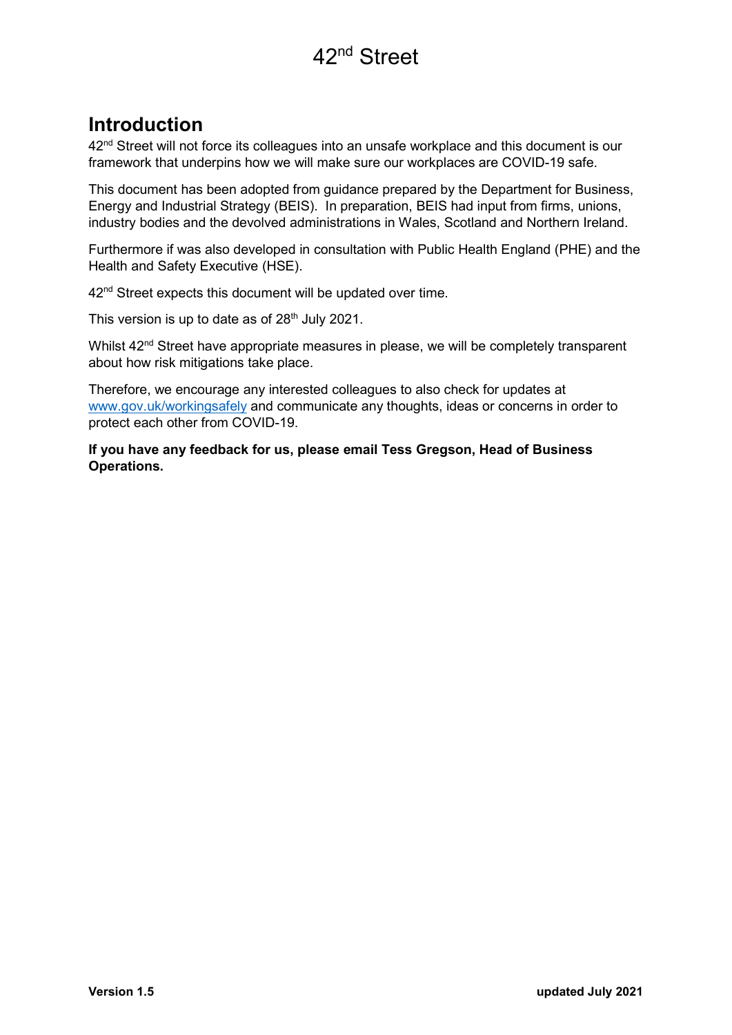# Introduction

42nd Street will not force its colleagues into an unsafe workplace and this document is our framework that underpins how we will make sure our workplaces are COVID-19 safe.

This document has been adopted from guidance prepared by the Department for Business, Energy and Industrial Strategy (BEIS). In preparation, BEIS had input from firms, unions, industry bodies and the devolved administrations in Wales, Scotland and Northern Ireland.

Furthermore if was also developed in consultation with Public Health England (PHE) and the Health and Safety Executive (HSE).

42nd Street expects this document will be updated over time.

This version is up to date as of 28th July 2021.

Whilst 42nd Street have appropriate measures in please, we will be completely transparent about how risk mitigations take place.

Therefore, we encourage any interested colleagues to also check for updates at www.gov.uk/workingsafely and communicate any thoughts, ideas or concerns in order to protect each other from COVID-19.

**If you have any feedback for us, please email Tess Gregson, Head of Business Operations.**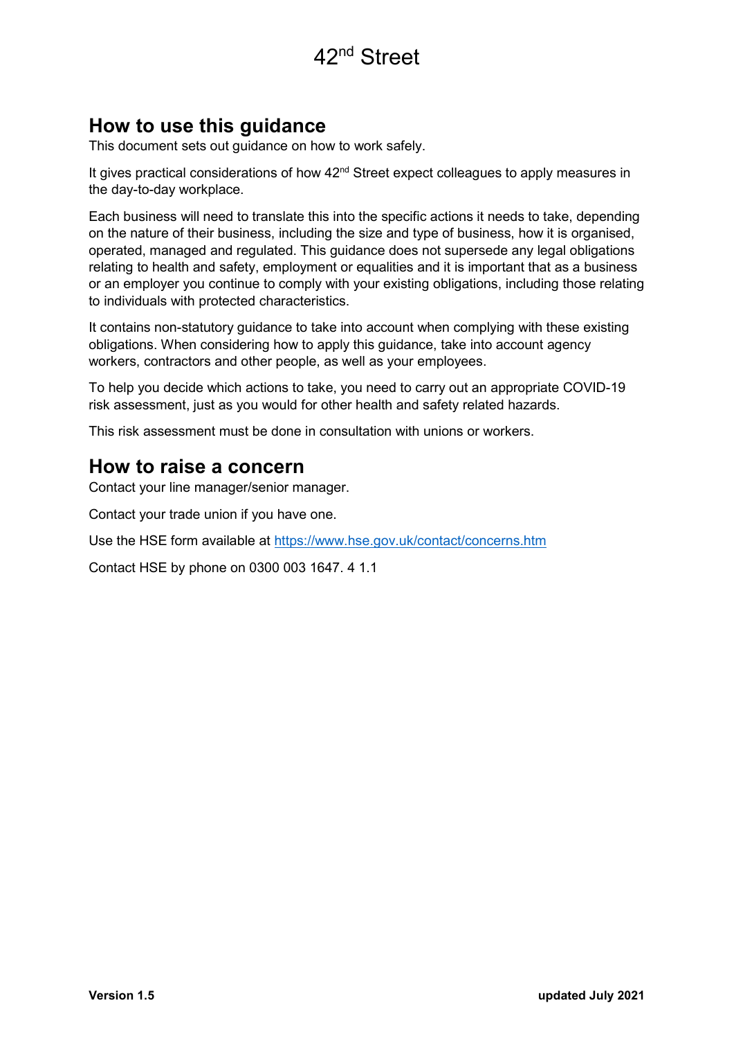## How to use this guidance

This document sets out guidance on how to work safely.

It gives practical considerations of how 42nd Street expect colleagues to apply measures in the day-to-day workplace.

Each business will need to translate this into the specific actions it needs to take, depending on the nature of their business, including the size and type of business, how it is organised, operated, managed and regulated. This guidance does not supersede any legal obligations relating to health and safety, employment or equalities and it is important that as a business or an employer you continue to comply with your existing obligations, including those relating to individuals with protected characteristics.

It contains non-statutory guidance to take into account when complying with these existing obligations. When considering how to apply this guidance, take into account agency workers, contractors and other people, as well as your employees.

To help you decide which actions to take, you need to carry out an appropriate COVID-19 risk assessment, just as you would for other health and safety related hazards.

This risk assessment must be done in consultation with unions or workers.

## How to raise a concern

Contact your line manager/senior manager.

Contact your trade union if you have one.

Use the HSE form available at https://www.hse.gov.uk/contact/concerns.htm

Contact HSE by phone on 0300 003 1647. 4 1.1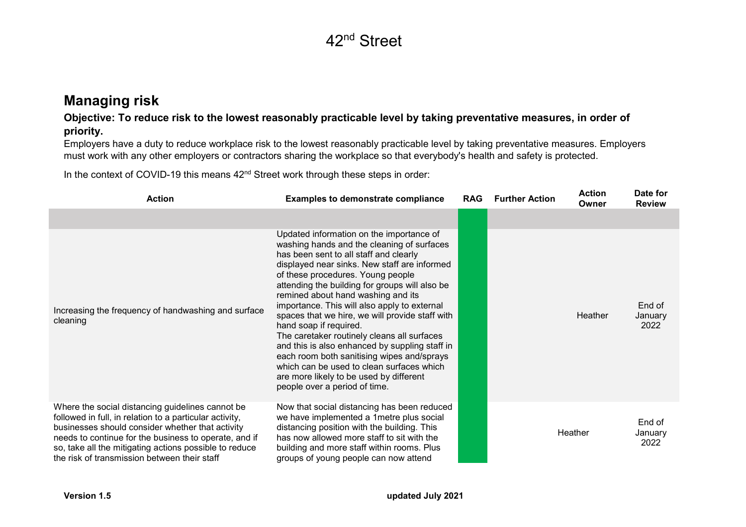42nd Street

## Managing risk

**Objective: To reduce risk to the lowest reasonably practicable level by taking preventative measures, in order of priority.**

Employers have a duty to reduce workplace risk to the lowest reasonably practicable level by taking preventative measures. Employers must work with any other employers or contractors sharing the workplace so that everybody's health and safety is protected.

In the context of COVID-19 this means 42nd Street work through these steps in order:

| Action | Examples to demonstrate compliance | RAG | Further Action | Action Owner | Date for Review |
|---|---|---|---|---|---|
| | | | | | |
| Increasing the frequency of handwashing and surface cleaning | Updated information on the importance of washing hands and the cleaning of surfaces has been sent to all staff and clearly displayed near sinks. New staff are informed of these procedures. Young people attending the building for groups will also be remined about hand washing and its importance. This will also apply to external spaces that we hire, we will provide staff with hand soap if required. The caretaker routinely cleans all surfaces and this is also enhanced by suppling staff in each room both sanitising wipes and/sprays which can be used to clean surfaces which are more likely to be used by different people over a period of time. | | | Heather | End of January 2022 |
| Where the social distancing guidelines cannot be followed in full, in relation to a particular activity, businesses should consider whether that activity needs to continue for the business to operate, and if so, take all the mitigating actions possible to reduce the risk of transmission between their staff | Now that social distancing has been reduced we have implemented a 1metre plus social distancing position with the building. This has now allowed more staff to sit with the building and more staff within rooms. Plus groups of young people can now attend | | | Heather | End of January 2022 |

**Version 1.5** **updated July 2021**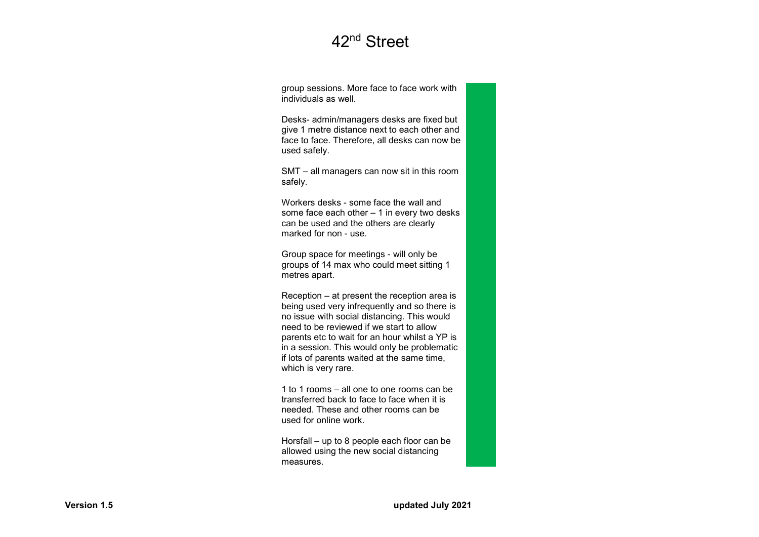group sessions. More face to face work with individuals as well.

Desks- admin/managers desks are fixed but give 1 metre distance next to each other and face to face. Therefore, all desks can now be used safely.

SMT – all managers can now sit in this room safely.

Workers desks - some face the wall and some face each other – 1 in every two desks can be used and the others are clearly marked for non - use.

Group space for meetings - will only be groups of 14 max who could meet sitting 1 metres apart.

Reception – at present the reception area is being used very infrequently and so there is no issue with social distancing. This would need to be reviewed if we start to allow parents etc to wait for an hour whilst a YP is in a session. This would only be problematic if lots of parents waited at the same time, which is very rare.

1 to 1 rooms – all one to one rooms can be transferred back to face to face when it is needed. These and other rooms can be used for online work.

Horsfall – up to 8 people each floor can be allowed using the new social distancing measures.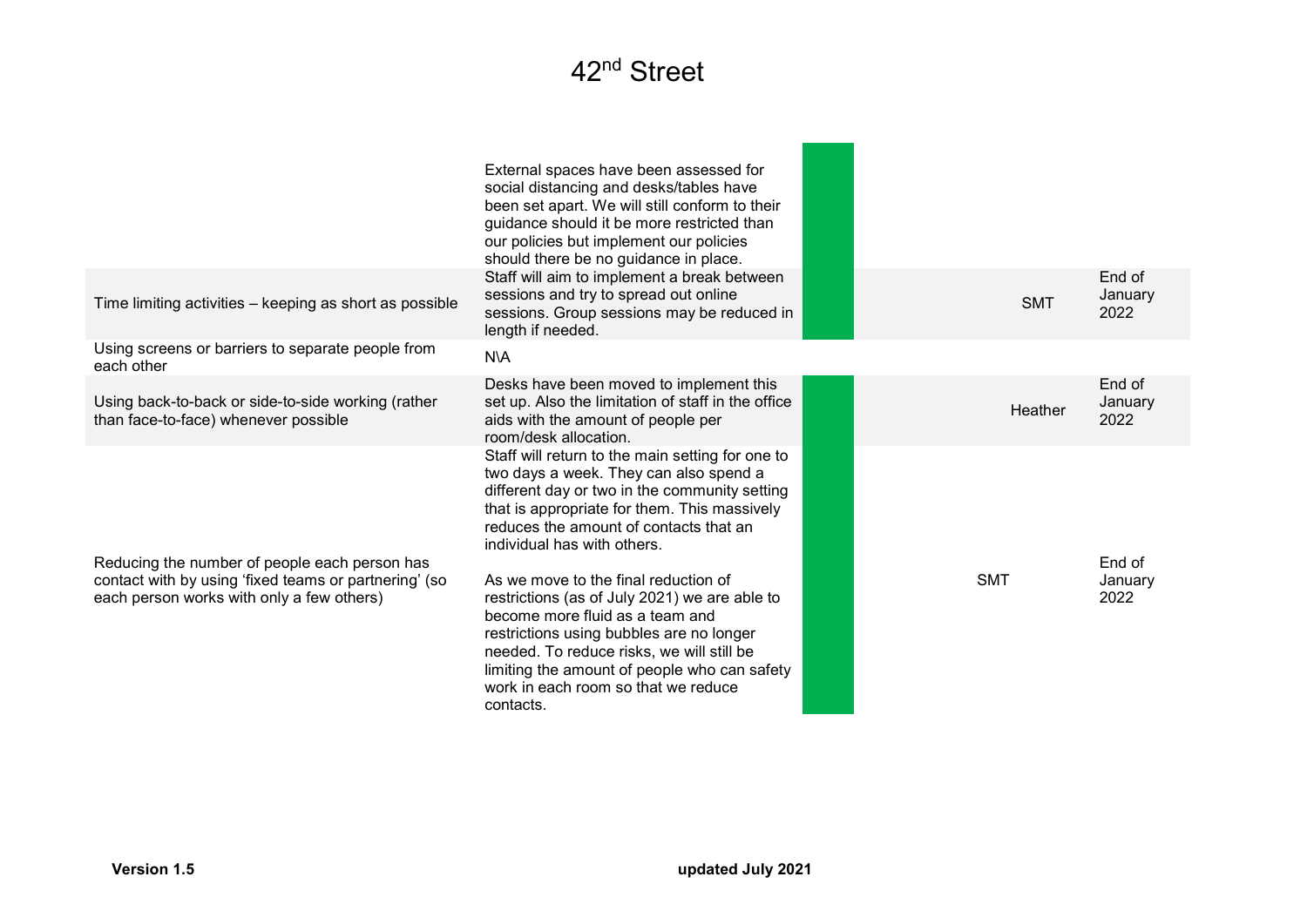# 42nd Street

| | | | | |
|---|---|---|---|---|
| | External spaces have been assessed for social distancing and desks/tables have been set apart. We will still conform to their guidance should it be more restricted than our policies but implement our policies should there be no guidance in place. | | | |
| Time limiting activities – keeping as short as possible | Staff will aim to implement a break between sessions and try to spread out online sessions. Group sessions may be reduced in length if needed. | | SMT | End of January 2022 |
| Using screens or barriers to separate people from each other | N\A | | | |
| Using back-to-back or side-to-side working (rather than face-to-face) whenever possible | Desks have been moved to implement this set up. Also the limitation of staff in the office aids with the amount of people per room/desk allocation. | | Heather | End of January 2022 |
| Reducing the number of people each person has contact with by using 'fixed teams or partnering' (so each person works with only a few others) | Staff will return to the main setting for one to two days a week. They can also spend a different day or two in the community setting that is appropriate for them. This massively reduces the amount of contacts that an individual has with others.<br><br>As we move to the final reduction of restrictions (as of July 2021) we are able to become more fluid as a team and restrictions using bubbles are no longer needed. To reduce risks, we will still be limiting the amount of people who can safety work in each room so that we reduce contacts. | | SMT | End of January 2022 |

**Version 1.5** **updated July 2021**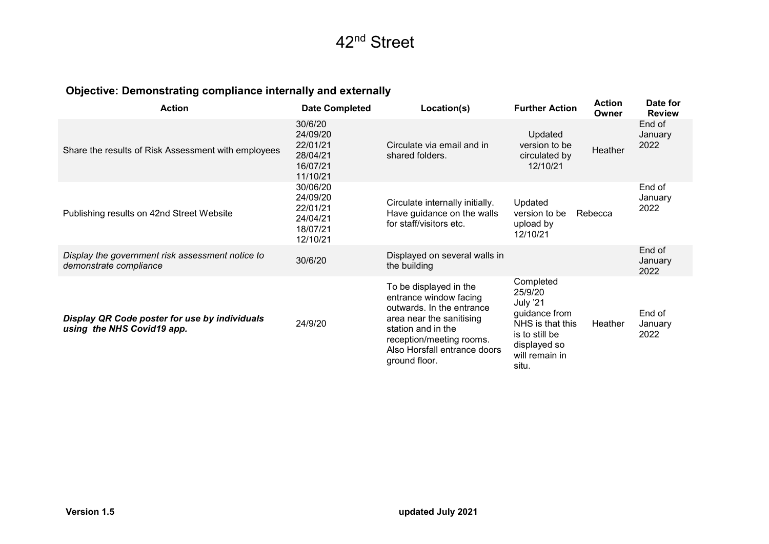# 42[nd] Street

### Objective: Demonstrating compliance internally and externally

| Action | Date Completed | Location(s) | Further Action | Action Owner | Date for Review |
|---|---|---|---|---|---|
| Share the results of Risk Assessment with employees | 30/6/20<br>24/09/20<br>22/01/21<br>28/04/21<br>16/07/21<br>11/10/21 | Circulate via email and in shared folders. | Updated version to be circulated by 12/10/21 | Heather | End of January 2022 |
| Publishing results on 42nd Street Website | 30/06/20<br>24/09/20<br>22/01/21<br>24/04/21<br>18/07/21<br>12/10/21 | Circulate internally initially. Have guidance on the walls for staff/visitors etc. | Updated version to be upload by 12/10/21 | Rebecca | End of January 2022 |
| *Display the government risk assessment notice to demonstrate compliance* | 30/6/20 | Displayed on several walls in the building | | | End of January 2022 |
| ***Display QR Code poster for use by individuals using the NHS Covid19 app.*** | 24/9/20 | To be displayed in the entrance window facing outwards. In the entrance area near the sanitising station and in the reception/meeting rooms. Also Horsfall entrance doors ground floor. | Completed 25/9/20<br>July '21 guidance from NHS is that this is to still be displayed so will remain in situ. | Heather | End of January 2022 |

**Version 1.5** **updated July 2021**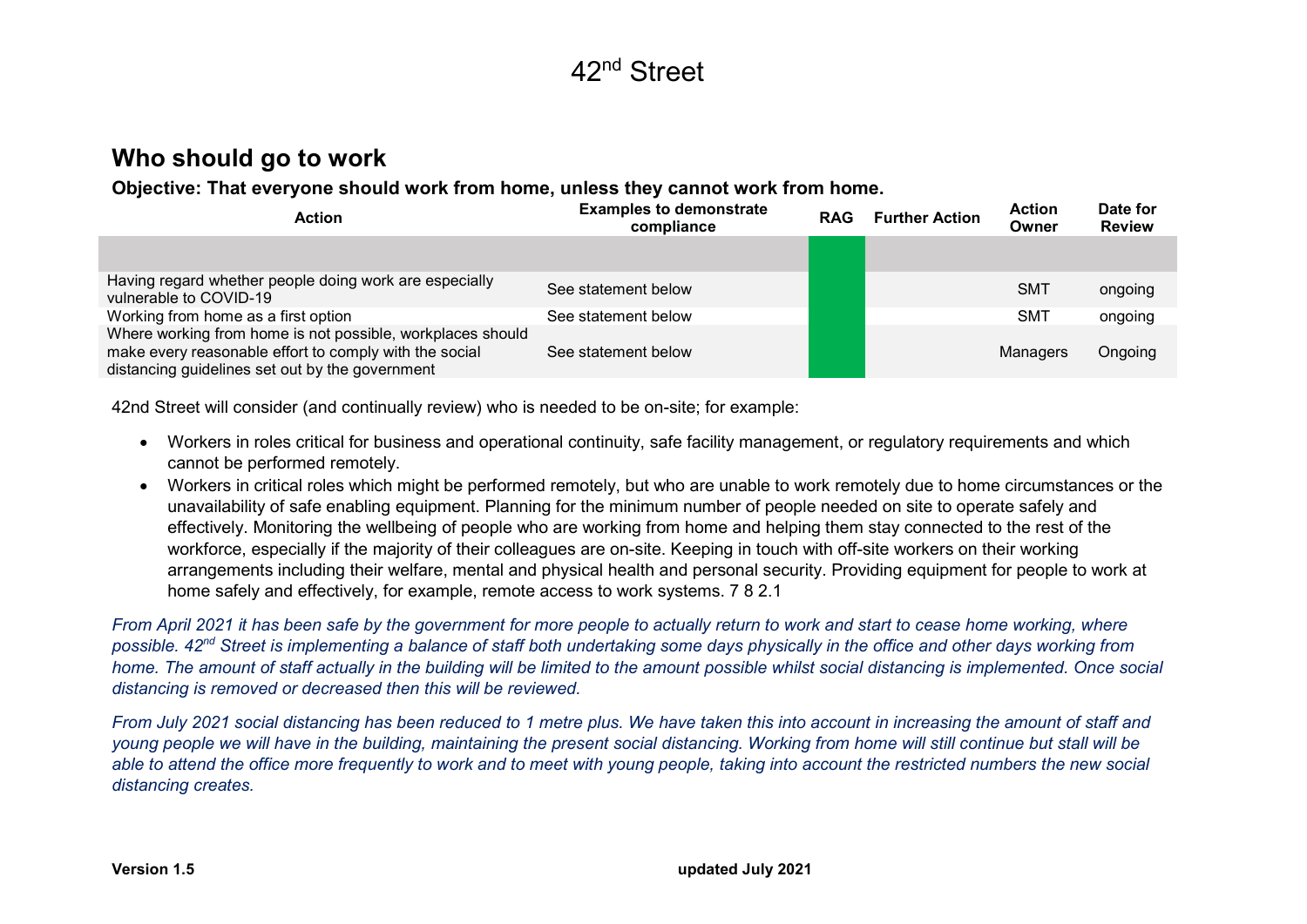## Who should go to work

**Objective: That everyone should work from home, unless they cannot work from home.**

| Action | Examples to demonstrate compliance | RAG | Further Action | Action Owner | Date for Review |
|---|---|---|---|---|---|
| | | | | | |
| Having regard whether people doing work are especially vulnerable to COVID-19 | See statement below | | | SMT | ongoing |
| Working from home as a first option | See statement below | | | SMT | ongoing |
| Where working from home is not possible, workplaces should make every reasonable effort to comply with the social distancing guidelines set out by the government | See statement below | | | Managers | Ongoing |

42nd Street will consider (and continually review) who is needed to be on-site; for example:

- Workers in roles critical for business and operational continuity, safe facility management, or regulatory requirements and which cannot be performed remotely.
- Workers in critical roles which might be performed remotely, but who are unable to work remotely due to home circumstances or the unavailability of safe enabling equipment. Planning for the minimum number of people needed on site to operate safely and effectively. Monitoring the wellbeing of people who are working from home and helping them stay connected to the rest of the workforce, especially if the majority of their colleagues are on-site. Keeping in touch with off-site workers on their working arrangements including their welfare, mental and physical health and personal security. Providing equipment for people to work at home safely and effectively, for example, remote access to work systems. 7 8 2.1

*From April 2021 it has been safe by the government for more people to actually return to work and start to cease home working, where possible. 42nd Street is implementing a balance of staff both undertaking some days physically in the office and other days working from home. The amount of staff actually in the building will be limited to the amount possible whilst social distancing is implemented. Once social distancing is removed or decreased then this will be reviewed.*

*From July 2021 social distancing has been reduced to 1 metre plus. We have taken this into account in increasing the amount of staff and young people we will have in the building, maintaining the present social distancing. Working from home will still continue but stall will be able to attend the office more frequently to work and to meet with young people, taking into account the restricted numbers the new social distancing creates.*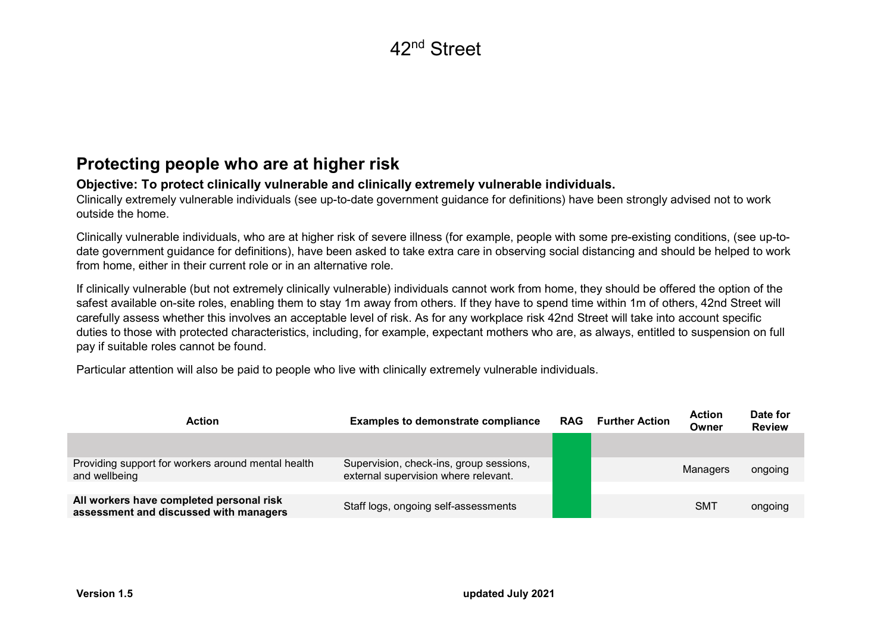## Protecting people who are at higher risk

**Objective: To protect clinically vulnerable and clinically extremely vulnerable individuals.**

Clinically extremely vulnerable individuals (see up-to-date government guidance for definitions) have been strongly advised not to work outside the home.

Clinically vulnerable individuals, who are at higher risk of severe illness (for example, people with some pre-existing conditions, (see up-to-date government guidance for definitions), have been asked to take extra care in observing social distancing and should be helped to work from home, either in their current role or in an alternative role.

If clinically vulnerable (but not extremely clinically vulnerable) individuals cannot work from home, they should be offered the option of the safest available on-site roles, enabling them to stay 1m away from others. If they have to spend time within 1m of others, 42nd Street will carefully assess whether this involves an acceptable level of risk. As for any workplace risk 42nd Street will take into account specific duties to those with protected characteristics, including, for example, expectant mothers who are, as always, entitled to suspension on full pay if suitable roles cannot be found.

Particular attention will also be paid to people who live with clinically extremely vulnerable individuals.

| Action | Examples to demonstrate compliance | RAG | Further Action | Action Owner | Date for Review |
|---|---|---|---|---|---|
| | | | | | |
| Providing support for workers around mental health and wellbeing | Supervision, check-ins, group sessions, external supervision where relevant. | | | Managers | ongoing |
| **All workers have completed personal risk assessment and discussed with managers** | Staff logs, ongoing self-assessments | | | SMT | ongoing |

**Version 1.5** **updated July 2021**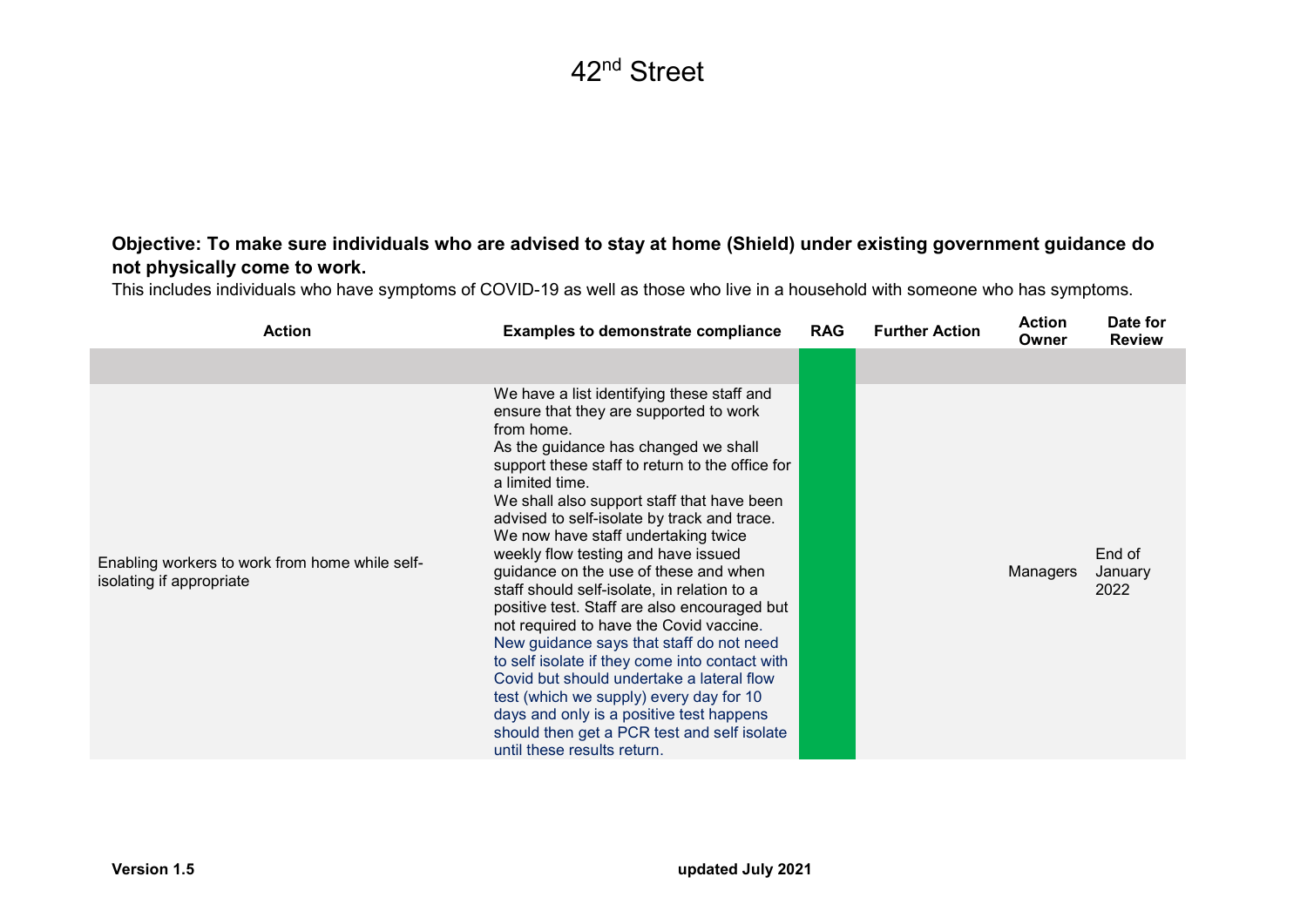# 42nd Street

**Objective: To make sure individuals who are advised to stay at home (Shield) under existing government guidance do not physically come to work.**

This includes individuals who have symptoms of COVID-19 as well as those who live in a household with someone who has symptoms.

| Action | Examples to demonstrate compliance | RAG | Further Action | Action Owner | Date for Review |
|---|---|---|---|---|---|
| | | | | | |
| Enabling workers to work from home while self-isolating if appropriate | We have a list identifying these staff and ensure that they are supported to work from home. As the guidance has changed we shall support these staff to return to the office for a limited time. We shall also support staff that have been advised to self-isolate by track and trace. We now have staff undertaking twice weekly flow testing and have issued guidance on the use of these and when staff should self-isolate, in relation to a positive test. Staff are also encouraged but not required to have the Covid vaccine. New guidance says that staff do not need to self isolate if they come into contact with Covid but should undertake a lateral flow test (which we supply) every day for 10 days and only is a positive test happens should then get a PCR test and self isolate until these results return. | | | Managers | End of January 2022 |

**Version 1.5** **updated July 2021**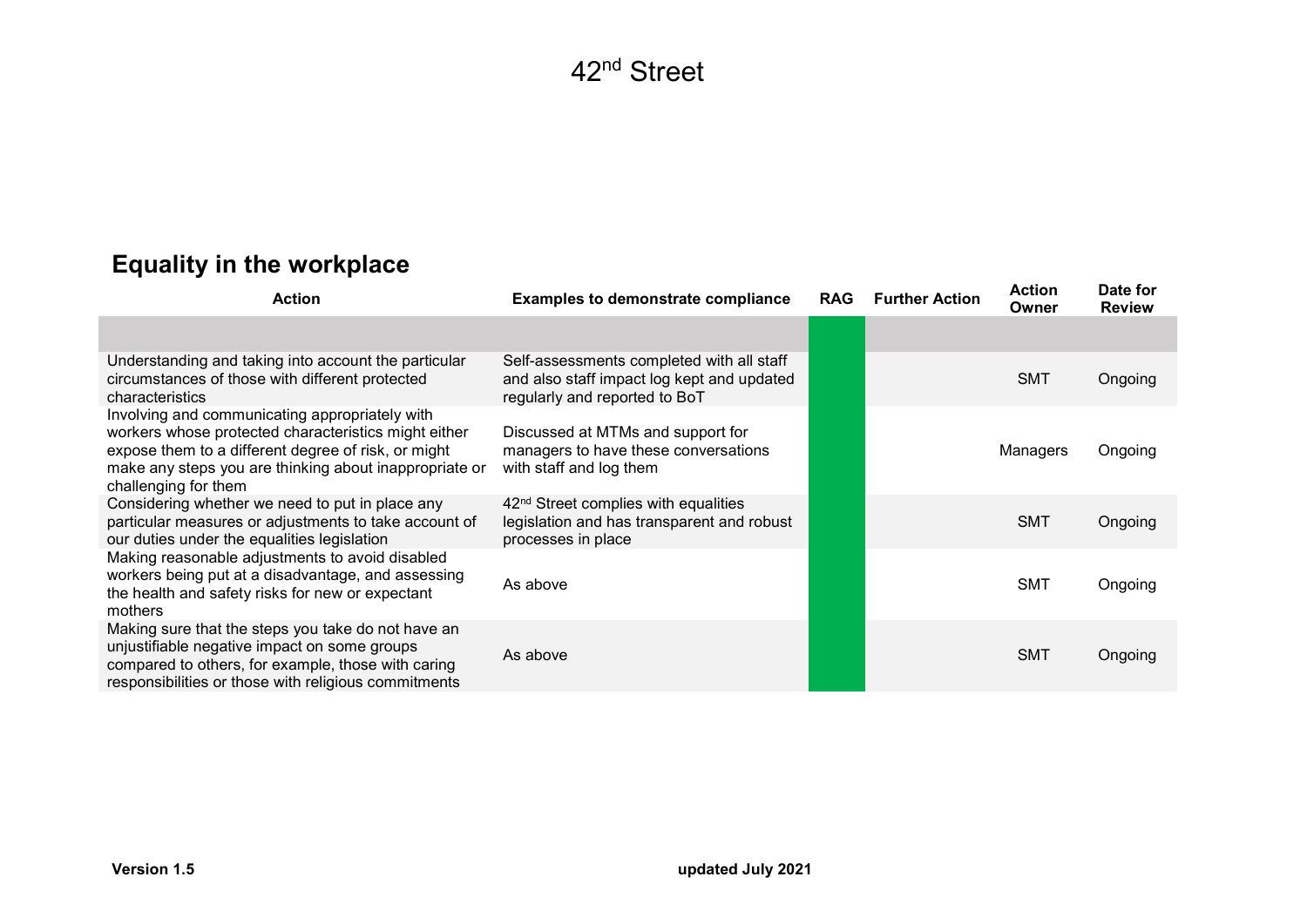# 42nd Street

## Equality in the workplace

| Action | Examples to demonstrate compliance | RAG | Further Action | Action Owner | Date for Review |
|---|---|---|---|---|---|
| | | | | | |
| Understanding and taking into account the particular circumstances of those with different protected characteristics | Self-assessments completed with all staff and also staff impact log kept and updated regularly and reported to BoT | | | SMT | Ongoing |
| Involving and communicating appropriately with workers whose protected characteristics might either expose them to a different degree of risk, or might make any steps you are thinking about inappropriate or challenging for them | Discussed at MTMs and support for managers to have these conversations with staff and log them | | | Managers | Ongoing |
| Considering whether we need to put in place any particular measures or adjustments to take account of our duties under the equalities legislation | 42nd Street complies with equalities legislation and has transparent and robust processes in place | | | SMT | Ongoing |
| Making reasonable adjustments to avoid disabled workers being put at a disadvantage, and assessing the health and safety risks for new or expectant mothers | As above | | | SMT | Ongoing |
| Making sure that the steps you take do not have an unjustifiable negative impact on some groups compared to others, for example, those with caring responsibilities or those with religious commitments | As above | | | SMT | Ongoing |

**Version 1.5** **updated July 2021**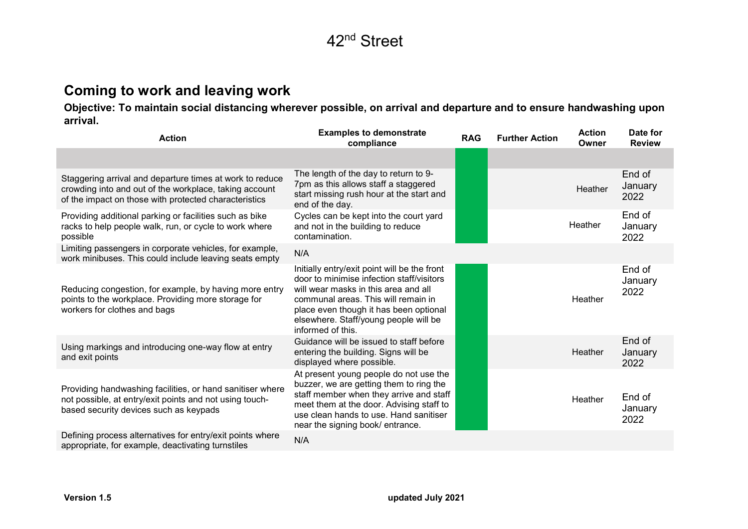# 42nd Street

## Coming to work and leaving work

**Objective: To maintain social distancing wherever possible, on arrival and departure and to ensure handwashing upon arrival.**

| Action | Examples to demonstrate compliance | RAG | Further Action | Action Owner | Date for Review |
|---|---|---|---|---|---|
| | | | | | |
| Staggering arrival and departure times at work to reduce crowding into and out of the workplace, taking account of the impact on those with protected characteristics | The length of the day to return to 9-7pm as this allows staff a staggered start missing rush hour at the start and end of the day. | | | Heather | End of January 2022 |
| Providing additional parking or facilities such as bike racks to help people walk, run, or cycle to work where possible | Cycles can be kept into the court yard and not in the building to reduce contamination. | | | Heather | End of January 2022 |
| Limiting passengers in corporate vehicles, for example, work minibuses. This could include leaving seats empty | N/A | | | | |
| Reducing congestion, for example, by having more entry points to the workplace. Providing more storage for workers for clothes and bags | Initially entry/exit point will be the front door to minimise infection staff/visitors will wear masks in this area and all communal areas. This will remain in place even though it has been optional elsewhere. Staff/young people will be informed of this. | | | Heather | End of January 2022 |
| Using markings and introducing one-way flow at entry and exit points | Guidance will be issued to staff before entering the building. Signs will be displayed where possible. | | | Heather | End of January 2022 |
| Providing handwashing facilities, or hand sanitiser where not possible, at entry/exit points and not using touch-based security devices such as keypads | At present young people do not use the buzzer, we are getting them to ring the staff member when they arrive and staff meet them at the door. Advising staff to use clean hands to use. Hand sanitiser near the signing book/ entrance. | | | Heather | End of January 2022 |
| Defining process alternatives for entry/exit points where appropriate, for example, deactivating turnstiles | N/A | | | | |

**Version 1.5** **updated July 2021**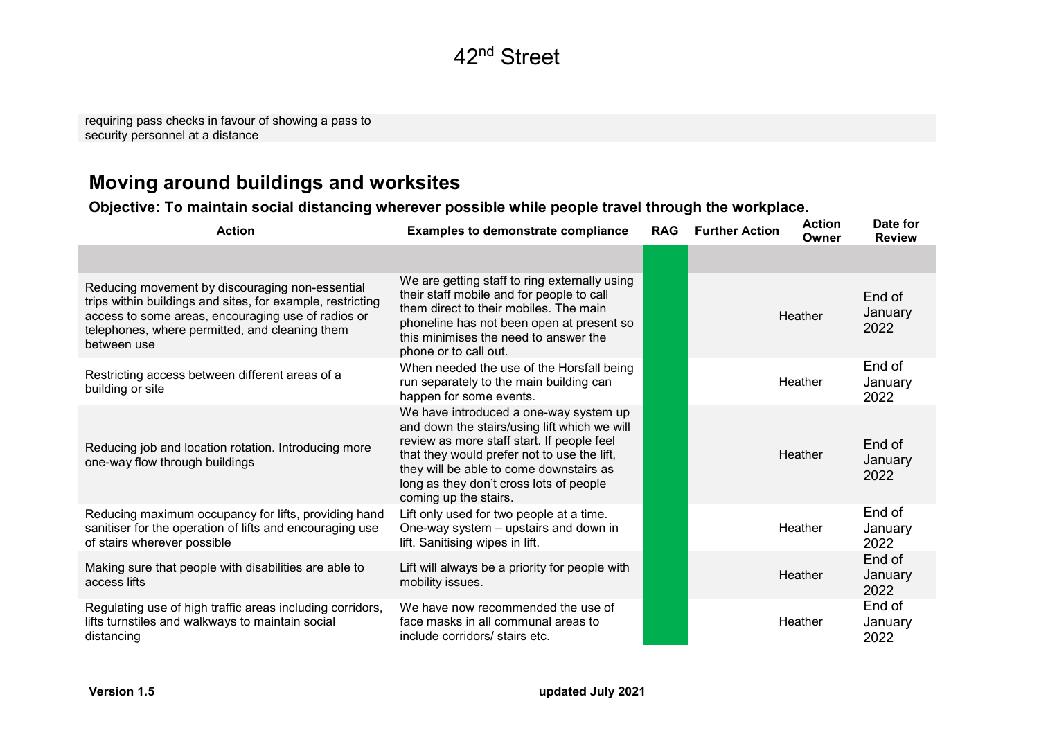| | | | | | |
|---|---|---|---|---|---|
| requiring pass checks in favour of showing a pass to security personnel at a distance | | | | | |

## Moving around buildings and worksites

**Objective: To maintain social distancing wherever possible while people travel through the workplace.**

| Action | Examples to demonstrate compliance | RAG | Further Action | Action Owner | Date for Review |
|---|---|---|---|---|---|
| | | | | | |
| Reducing movement by discouraging non-essential trips within buildings and sites, for example, restricting access to some areas, encouraging use of radios or telephones, where permitted, and cleaning them between use | We are getting staff to ring externally using their staff mobile and for people to call them direct to their mobiles. The main phoneline has not been open at present so this minimises the need to answer the phone or to call out. | | | Heather | End of January 2022 |
| Restricting access between different areas of a building or site | When needed the use of the Horsfall being run separately to the main building can happen for some events. | | | Heather | End of January 2022 |
| Reducing job and location rotation. Introducing more one-way flow through buildings | We have introduced a one-way system up and down the stairs/using lift which we will review as more staff start. If people feel that they would prefer not to use the lift, they will be able to come downstairs as long as they don't cross lots of people coming up the stairs. | | | Heather | End of January 2022 |
| Reducing maximum occupancy for lifts, providing hand sanitiser for the operation of lifts and encouraging use of stairs wherever possible | Lift only used for two people at a time. One-way system – upstairs and down in lift. Sanitising wipes in lift. | | | Heather | End of January 2022 |
| Making sure that people with disabilities are able to access lifts | Lift will always be a priority for people with mobility issues. | | | Heather | End of January 2022 |
| Regulating use of high traffic areas including corridors, lifts turnstiles and walkways to maintain social distancing | We have now recommended the use of face masks in all communal areas to include corridors/ stairs etc. | | | Heather | End of January 2022 |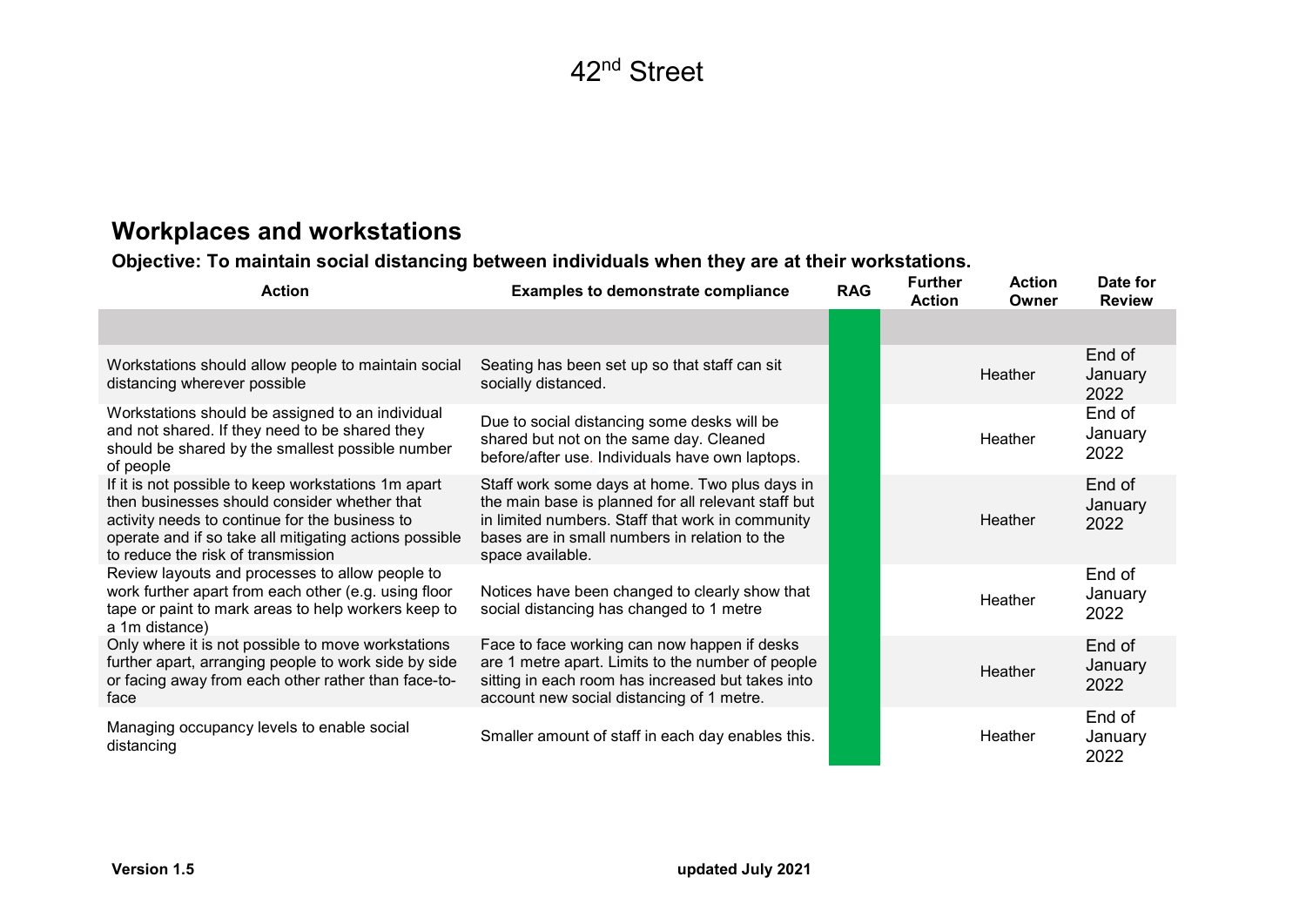42nd Street

## Workplaces and workstations

**Objective: To maintain social distancing between individuals when they are at their workstations.**

| Action | Examples to demonstrate compliance | RAG | Further Action | Action Owner | Date for Review |
|---|---|---|---|---|---|
| | | | | | |
| Workstations should allow people to maintain social distancing wherever possible | Seating has been set up so that staff can sit socially distanced. | | | Heather | End of January 2022 |
| Workstations should be assigned to an individual and not shared. If they need to be shared they should be shared by the smallest possible number of people | Due to social distancing some desks will be shared but not on the same day. Cleaned before/after use. Individuals have own laptops. | | | Heather | End of January 2022 |
| If it is not possible to keep workstations 1m apart then businesses should consider whether that activity needs to continue for the business to operate and if so take all mitigating actions possible to reduce the risk of transmission | Staff work some days at home. Two plus days in the main base is planned for all relevant staff but in limited numbers. Staff that work in community bases are in small numbers in relation to the space available. | | | Heather | End of January 2022 |
| Review layouts and processes to allow people to work further apart from each other (e.g. using floor tape or paint to mark areas to help workers keep to a 1m distance) | Notices have been changed to clearly show that social distancing has changed to 1 metre | | | Heather | End of January 2022 |
| Only where it is not possible to move workstations further apart, arranging people to work side by side or facing away from each other rather than face-to-face | Face to face working can now happen if desks are 1 metre apart. Limits to the number of people sitting in each room has increased but takes into account new social distancing of 1 metre. | | | Heather | End of January 2022 |
| Managing occupancy levels to enable social distancing | Smaller amount of staff in each day enables this. | | | Heather | End of January 2022 |

**Version 1.5** **updated July 2021**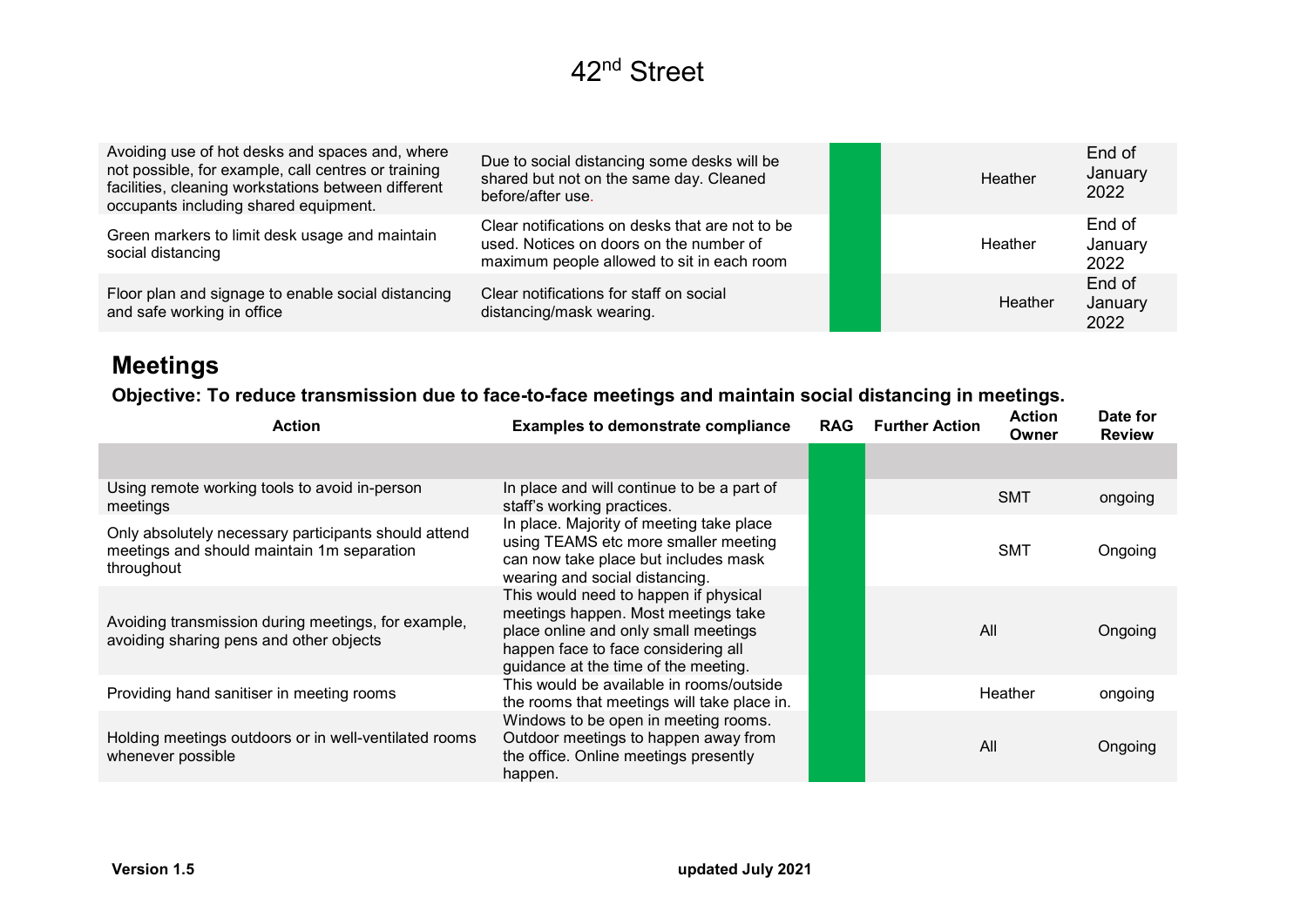| | | | | | |
|---|---|---|---|---|---|
| Avoiding use of hot desks and spaces and, where not possible, for example, call centres or training facilities, cleaning workstations between different occupants including shared equipment. | Due to social distancing some desks will be shared but not on the same day. Cleaned before/after use. | | | Heather | End of January 2022 |
| Green markers to limit desk usage and maintain social distancing | Clear notifications on desks that are not to be used. Notices on doors on the number of maximum people allowed to sit in each room | | | Heather | End of January 2022 |
| Floor plan and signage to enable social distancing and safe working in office | Clear notifications for staff on social distancing/mask wearing. | | | Heather | End of January 2022 |

## Meetings

**Objective: To reduce transmission due to face-to-face meetings and maintain social distancing in meetings.**

| Action | Examples to demonstrate compliance | RAG | Further Action | Action Owner | Date for Review |
|---|---|---|---|---|---|
| | | | | | |
| Using remote working tools to avoid in-person meetings | In place and will continue to be a part of staff's working practices. | | | SMT | ongoing |
| Only absolutely necessary participants should attend meetings and should maintain 1m separation throughout | In place. Majority of meeting take place using TEAMS etc more smaller meeting can now take place but includes mask wearing and social distancing. | | | SMT | Ongoing |
| Avoiding transmission during meetings, for example, avoiding sharing pens and other objects | This would need to happen if physical meetings happen. Most meetings take place online and only small meetings happen face to face considering all guidance at the time of the meeting. | | | All | Ongoing |
| Providing hand sanitiser in meeting rooms | This would be available in rooms/outside the rooms that meetings will take place in. | | | Heather | ongoing |
| Holding meetings outdoors or in well-ventilated rooms whenever possible | Windows to be open in meeting rooms. Outdoor meetings to happen away from the office. Online meetings presently happen. | | | All | Ongoing |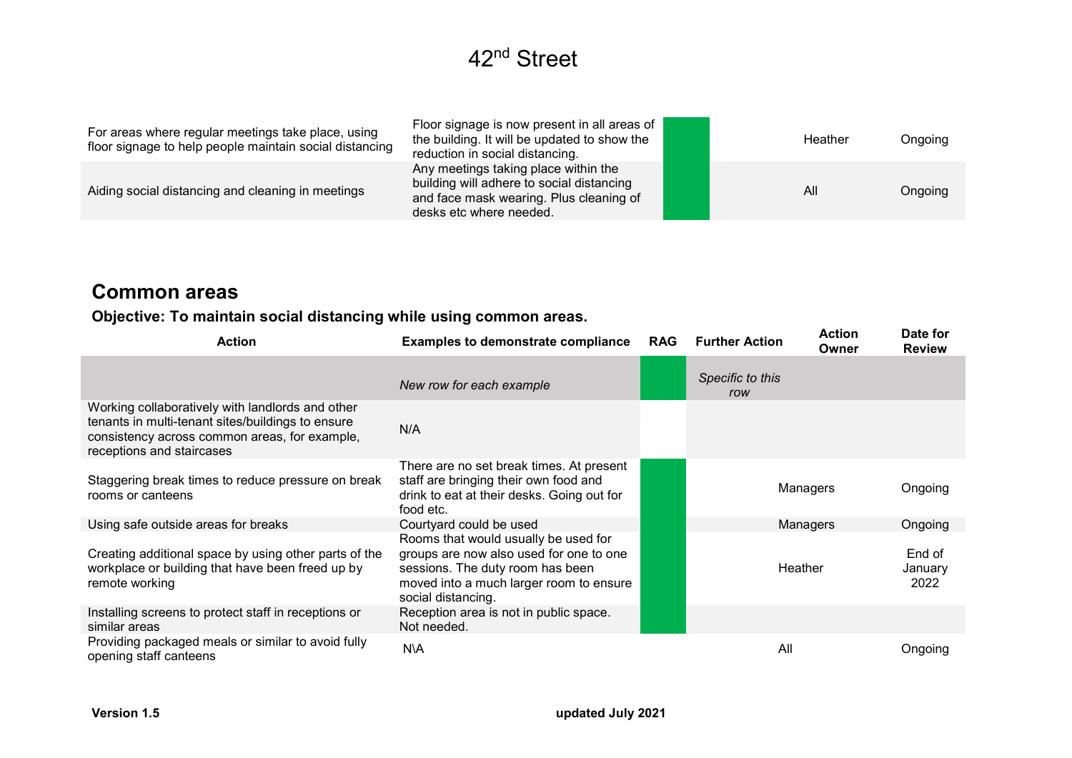| | | | | | |
|---|---|---|---|---|---|
| For areas where regular meetings take place, using floor signage to help people maintain social distancing | Floor signage is now present in all areas of the building. It will be updated to show the reduction in social distancing. | | | Heather | Ongoing |
| Aiding social distancing and cleaning in meetings | Any meetings taking place within the building will adhere to social distancing and face mask wearing. Plus cleaning of desks etc where needed. | | | All | Ongoing |

## Common areas

### Objective: To maintain social distancing while using common areas.

| Action | Examples to demonstrate compliance | RAG | Further Action | Action Owner | Date for Review |
|---|---|---|---|---|---|
| | *New row for each example* | | *Specific to this row* | | |
| Working collaboratively with landlords and other tenants in multi-tenant sites/buildings to ensure consistency across common areas, for example, receptions and staircases | N/A | | | | |
| Staggering break times to reduce pressure on break rooms or canteens | There are no set break times. At present staff are bringing their own food and drink to eat at their desks. Going out for food etc. | | | Managers | Ongoing |
| Using safe outside areas for breaks | Courtyard could be used | | | Managers | Ongoing |
| Creating additional space by using other parts of the workplace or building that have been freed up by remote working | Rooms that would usually be used for groups are now also used for one to one sessions. The duty room has been moved into a much larger room to ensure social distancing. | | | Heather | End of January 2022 |
| Installing screens to protect staff in receptions or similar areas | Reception area is not in public space. Not needed. | | | | |
| Providing packaged meals or similar to avoid fully opening staff canteens | N\A | | | All | Ongoing |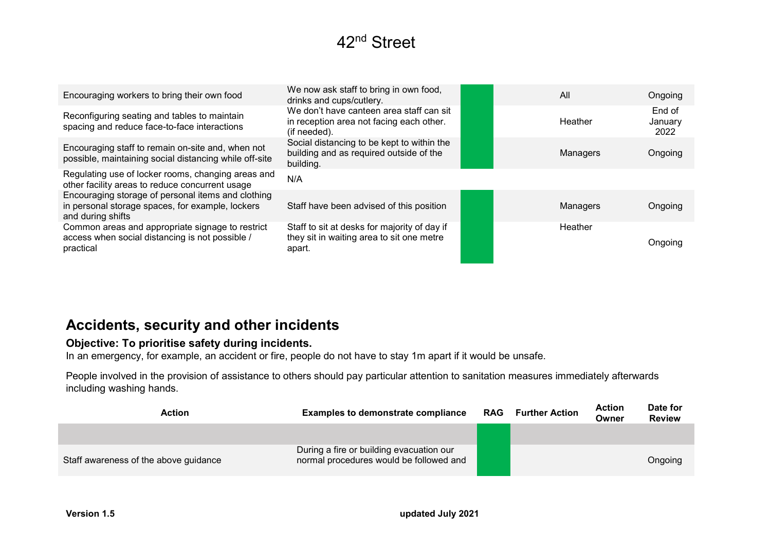| Action | Examples to demonstrate compliance | RAG | Further Action | Action Owner | Date for Review |
|---|---|---|---|---|---|
| Encouraging workers to bring their own food | We now ask staff to bring in own food, drinks and cups/cutlery. | | | All | Ongoing |
| Reconfiguring seating and tables to maintain spacing and reduce face-to-face interactions | We don't have canteen area staff can sit in reception area not facing each other. (if needed). | | | Heather | End of January 2022 |
| Encouraging staff to remain on-site and, when not possible, maintaining social distancing while off-site | Social distancing to be kept to within the building and as required outside of the building. | | | Managers | Ongoing |
| Regulating use of locker rooms, changing areas and other facility areas to reduce concurrent usage | N/A | | | | |
| Encouraging storage of personal items and clothing in personal storage spaces, for example, lockers and during shifts | Staff have been advised of this position | | | Managers | Ongoing |
| Common areas and appropriate signage to restrict access when social distancing is not possible / practical | Staff to sit at desks for majority of day if they sit in waiting area to sit one metre apart. | | | Heather | Ongoing |

## Accidents, security and other incidents

**Objective: To prioritise safety during incidents.**

In an emergency, for example, an accident or fire, people do not have to stay 1m apart if it would be unsafe.

People involved in the provision of assistance to others should pay particular attention to sanitation measures immediately afterwards including washing hands.

| Action | Examples to demonstrate compliance | RAG | Further Action | Action Owner | Date for Review |
|---|---|---|---|---|---|
| | | | | | |
| Staff awareness of the above guidance | During a fire or building evacuation our normal procedures would be followed and | | | | Ongoing |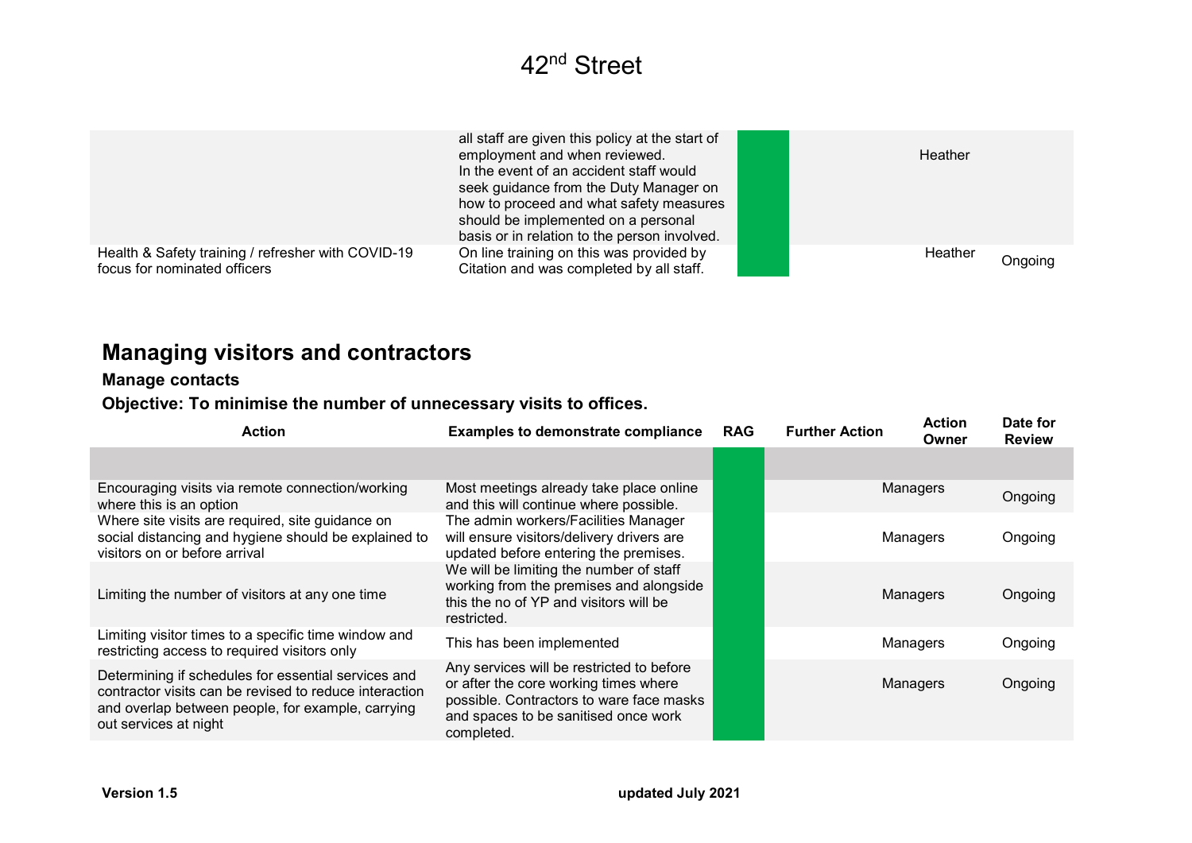| Action | Examples to demonstrate compliance | RAG | Further Action | Action Owner | Date for Review |
|---|---|---|---|---|---|
| | all staff are given this policy at the start of employment and when reviewed. In the event of an accident staff would seek guidance from the Duty Manager on how to proceed and what safety measures should be implemented on a personal basis or in relation to the person involved. | | | Heather | |
| Health & Safety training / refresher with COVID-19 focus for nominated officers | On line training on this was provided by Citation and was completed by all staff. | | | Heather | Ongoing |

## Managing visitors and contractors

### Manage contacts

### Objective: To minimise the number of unnecessary visits to offices.

| Action | Examples to demonstrate compliance | RAG | Further Action | Action Owner | Date for Review |
|---|---|---|---|---|---|
| | | | | | |
| Encouraging visits via remote connection/working where this is an option | Most meetings already take place online and this will continue where possible. | | | Managers | Ongoing |
| Where site visits are required, site guidance on social distancing and hygiene should be explained to visitors on or before arrival | The admin workers/Facilities Manager will ensure visitors/delivery drivers are updated before entering the premises. | | | Managers | Ongoing |
| Limiting the number of visitors at any one time | We will be limiting the number of staff working from the premises and alongside this the no of YP and visitors will be restricted. | | | Managers | Ongoing |
| Limiting visitor times to a specific time window and restricting access to required visitors only | This has been implemented | | | Managers | Ongoing |
| Determining if schedules for essential services and contractor visits can be revised to reduce interaction and overlap between people, for example, carrying out services at night | Any services will be restricted to before or after the core working times where possible. Contractors to ware face masks and spaces to be sanitised once work completed. | | | Managers | Ongoing |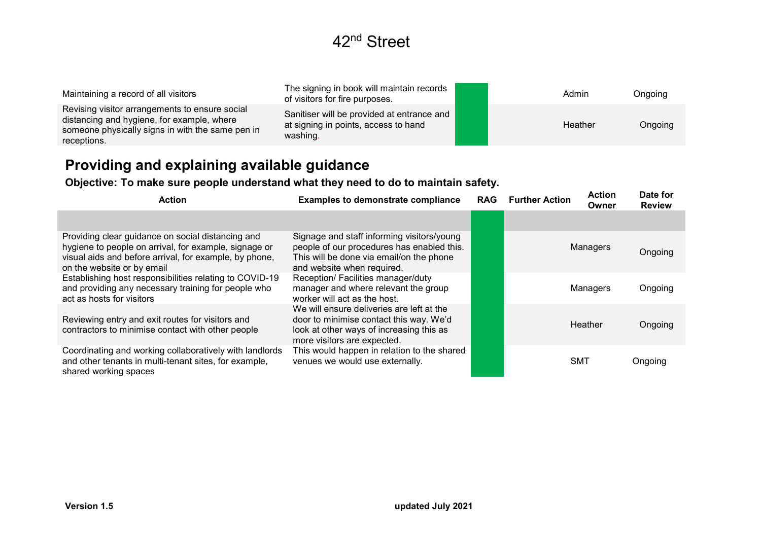| Action | Examples to demonstrate compliance | RAG | Further Action | Action Owner | Date for Review |
|---|---|---|---|---|---|
| Maintaining a record of all visitors | The signing in book will maintain records of visitors for fire purposes. | | | Admin | Ongoing |
| Revising visitor arrangements to ensure social distancing and hygiene, for example, where someone physically signs in with the same pen in receptions. | Sanitiser will be provided at entrance and at signing in points, access to hand washing. | | | Heather | Ongoing |

## Providing and explaining available guidance

**Objective: To make sure people understand what they need to do to maintain safety.**

| Action | Examples to demonstrate compliance | RAG | Further Action | Action Owner | Date for Review |
|---|---|---|---|---|---|
| | | | | | |
| Providing clear guidance on social distancing and hygiene to people on arrival, for example, signage or visual aids and before arrival, for example, by phone, on the website or by email | Signage and staff informing visitors/young people of our procedures has enabled this. This will be done via email/on the phone and website when required. | | | Managers | Ongoing |
| Establishing host responsibilities relating to COVID-19 and providing any necessary training for people who act as hosts for visitors | Reception/ Facilities manager/duty manager and where relevant the group worker will act as the host. | | | Managers | Ongoing |
| Reviewing entry and exit routes for visitors and contractors to minimise contact with other people | We will ensure deliveries are left at the door to minimise contact this way. We'd look at other ways of increasing this as more visitors are expected. | | | Heather | Ongoing |
| Coordinating and working collaboratively with landlords and other tenants in multi-tenant sites, for example, shared working spaces | This would happen in relation to the shared venues we would use externally. | | | SMT | Ongoing |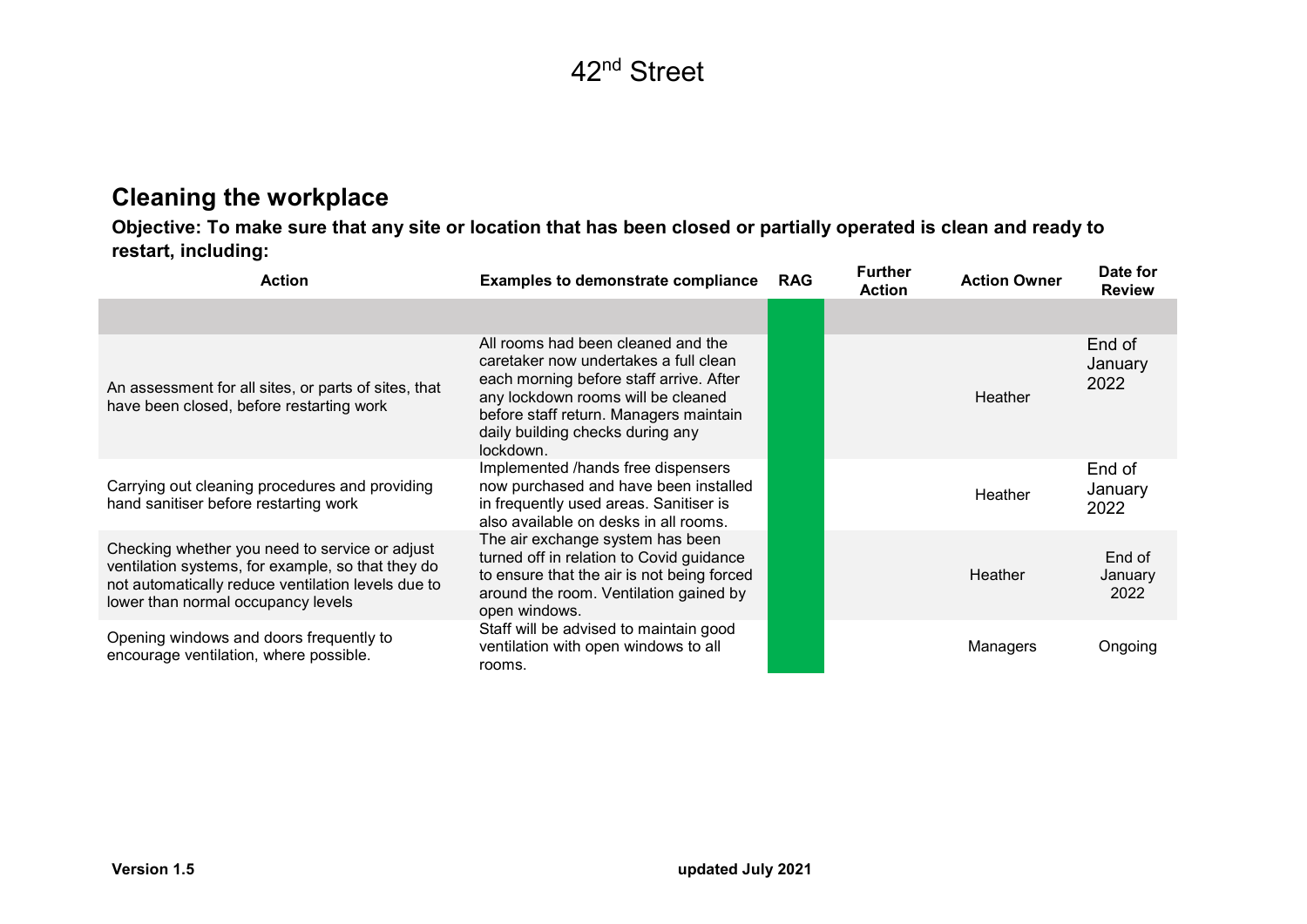# 42[nd] Street

## Cleaning the workplace

**Objective: To make sure that any site or location that has been closed or partially operated is clean and ready to restart, including:**

| Action | Examples to demonstrate compliance | RAG | Further Action | Action Owner | Date for Review |
|---|---|---|---|---|---|
| | | | | | |
| An assessment for all sites, or parts of sites, that have been closed, before restarting work | All rooms had been cleaned and the caretaker now undertakes a full clean each morning before staff arrive. After any lockdown rooms will be cleaned before staff return. Managers maintain daily building checks during any lockdown. | | | Heather | End of January 2022 |
| Carrying out cleaning procedures and providing hand sanitiser before restarting work | Implemented /hands free dispensers now purchased and have been installed in frequently used areas. Sanitiser is also available on desks in all rooms. | | | Heather | End of January 2022 |
| Checking whether you need to service or adjust ventilation systems, for example, so that they do not automatically reduce ventilation levels due to lower than normal occupancy levels | The air exchange system has been turned off in relation to Covid guidance to ensure that the air is not being forced around the room. Ventilation gained by open windows. | | | Heather | End of January 2022 |
| Opening windows and doors frequently to encourage ventilation, where possible. | Staff will be advised to maintain good ventilation with open windows to all rooms. | | | Managers | Ongoing |

**Version 1.5** **updated July 2021**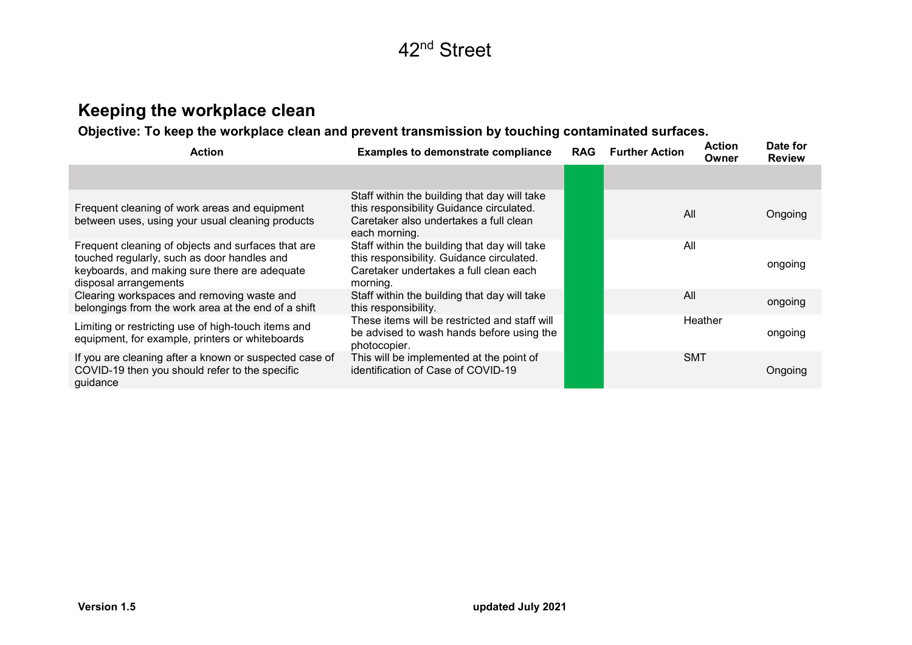## Keeping the workplace clean

**Objective: To keep the workplace clean and prevent transmission by touching contaminated surfaces.**

| Action | Examples to demonstrate compliance | RAG | Further Action | Action Owner | Date for Review |
|---|---|---|---|---|---|
| | | | | | |
| Frequent cleaning of work areas and equipment between uses, using your usual cleaning products | Staff within the building that day will take this responsibility Guidance circulated. Caretaker also undertakes a full clean each morning. | | | All | Ongoing |
| Frequent cleaning of objects and surfaces that are touched regularly, such as door handles and keyboards, and making sure there are adequate disposal arrangements | Staff within the building that day will take this responsibility. Guidance circulated. Caretaker undertakes a full clean each morning. | | | All | ongoing |
| Clearing workspaces and removing waste and belongings from the work area at the end of a shift | Staff within the building that day will take this responsibility. | | | All | ongoing |
| Limiting or restricting use of high-touch items and equipment, for example, printers or whiteboards | These items will be restricted and staff will be advised to wash hands before using the photocopier. | | | Heather | ongoing |
| If you are cleaning after a known or suspected case of COVID-19 then you should refer to the specific guidance | This will be implemented at the point of identification of Case of COVID-19 | | | SMT | Ongoing |

**Version 1.5** **updated July 2021**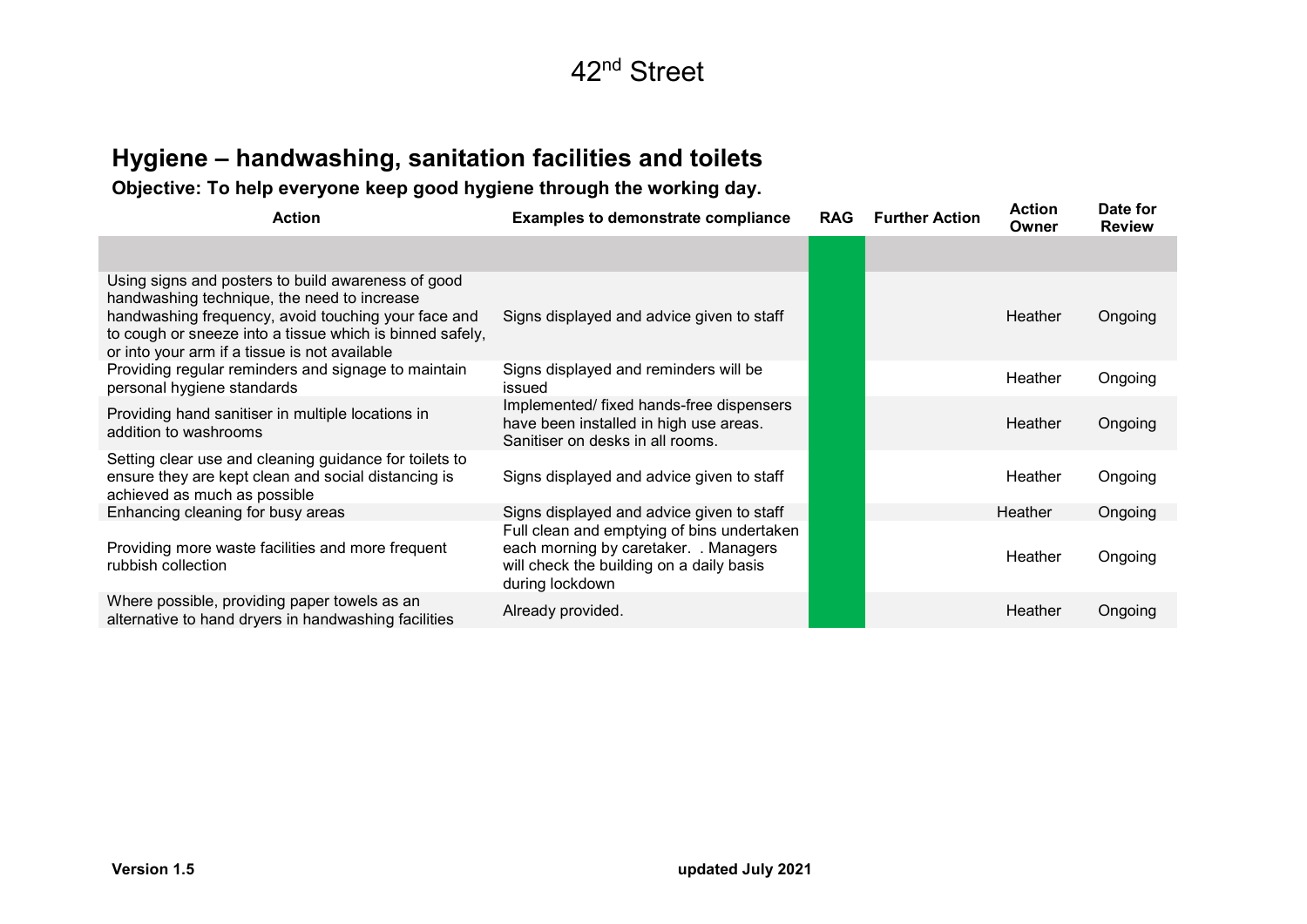## Hygiene – handwashing, sanitation facilities and toilets

**Objective: To help everyone keep good hygiene through the working day.**

| Action | Examples to demonstrate compliance | RAG | Further Action | Action Owner | Date for Review |
|---|---|---|---|---|---|
| | | | | | |
| Using signs and posters to build awareness of good handwashing technique, the need to increase handwashing frequency, avoid touching your face and to cough or sneeze into a tissue which is binned safely, or into your arm if a tissue is not available | Signs displayed and advice given to staff | | | Heather | Ongoing |
| Providing regular reminders and signage to maintain personal hygiene standards | Signs displayed and reminders will be issued | | | Heather | Ongoing |
| Providing hand sanitiser in multiple locations in addition to washrooms | Implemented/ fixed hands-free dispensers have been installed in high use areas. Sanitiser on desks in all rooms. | | | Heather | Ongoing |
| Setting clear use and cleaning guidance for toilets to ensure they are kept clean and social distancing is achieved as much as possible | Signs displayed and advice given to staff | | | Heather | Ongoing |
| Enhancing cleaning for busy areas | Signs displayed and advice given to staff | | | Heather | Ongoing |
| Providing more waste facilities and more frequent rubbish collection | Full clean and emptying of bins undertaken each morning by caretaker. . Managers will check the building on a daily basis during lockdown | | | Heather | Ongoing |
| Where possible, providing paper towels as an alternative to hand dryers in handwashing facilities | Already provided. | | | Heather | Ongoing |

**Version 1.5** **updated July 2021**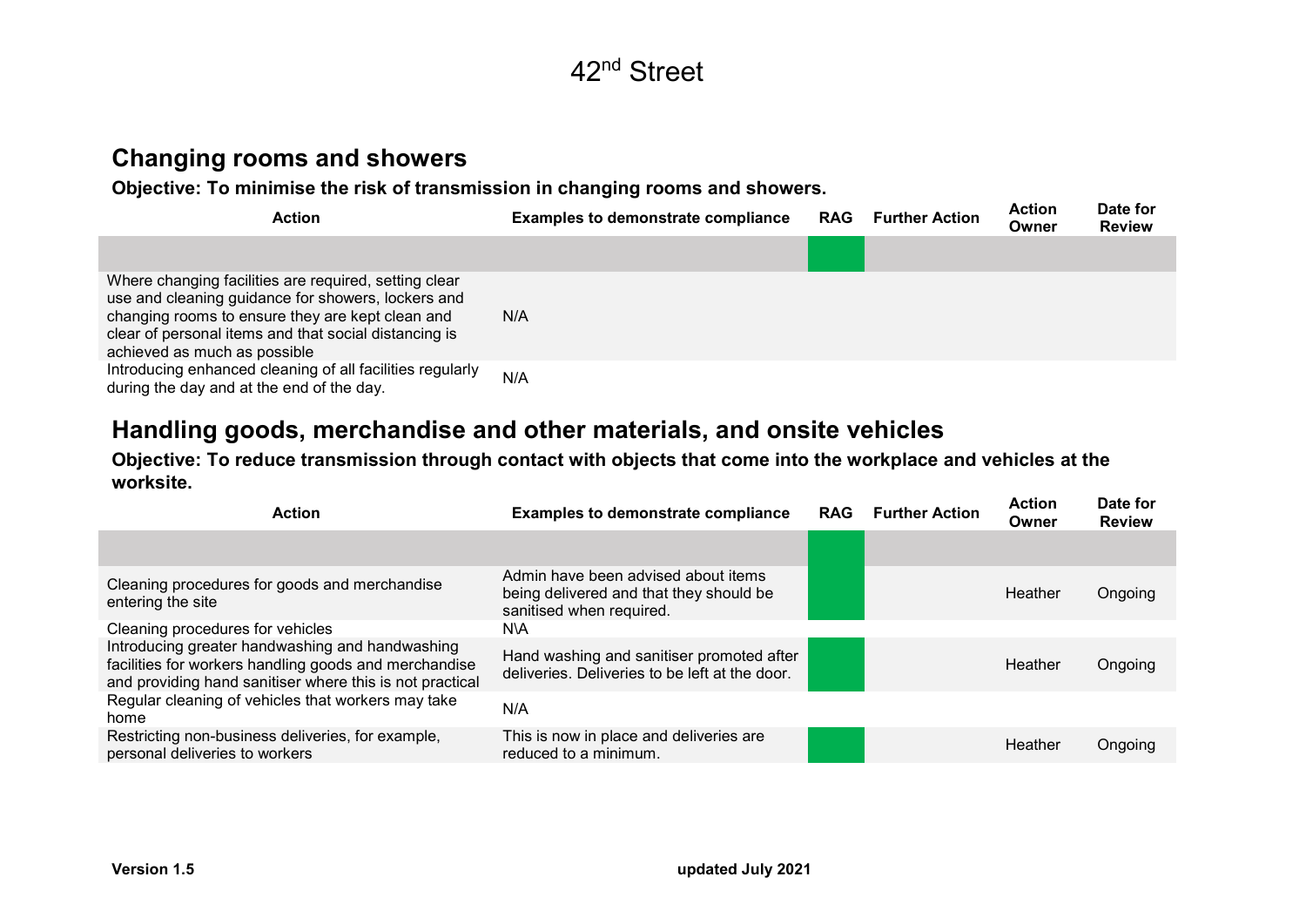# 42nd Street

## Changing rooms and showers

**Objective: To minimise the risk of transmission in changing rooms and showers.**

| Action | Examples to demonstrate compliance | RAG | Further Action | Action Owner | Date for Review |
|---|---|---|---|---|---|
| | | | | | |
| Where changing facilities are required, setting clear use and cleaning guidance for showers, lockers and changing rooms to ensure they are kept clean and clear of personal items and that social distancing is achieved as much as possible | N/A | | | | |
| Introducing enhanced cleaning of all facilities regularly during the day and at the end of the day. | N/A | | | | |

## Handling goods, merchandise and other materials, and onsite vehicles

**Objective: To reduce transmission through contact with objects that come into the workplace and vehicles at the worksite.**

| Action | Examples to demonstrate compliance | RAG | Further Action | Action Owner | Date for Review |
|---|---|---|---|---|---|
| | | | | | |
| Cleaning procedures for goods and merchandise entering the site | Admin have been advised about items being delivered and that they should be sanitised when required. | | | Heather | Ongoing |
| Cleaning procedures for vehicles | N\A | | | | |
| Introducing greater handwashing and handwashing facilities for workers handling goods and merchandise and providing hand sanitiser where this is not practical | Hand washing and sanitiser promoted after deliveries. Deliveries to be left at the door. | | | Heather | Ongoing |
| Regular cleaning of vehicles that workers may take home | N/A | | | | |
| Restricting non-business deliveries, for example, personal deliveries to workers | This is now in place and deliveries are reduced to a minimum. | | | Heather | Ongoing |

**Version 1.5** **updated July 2021**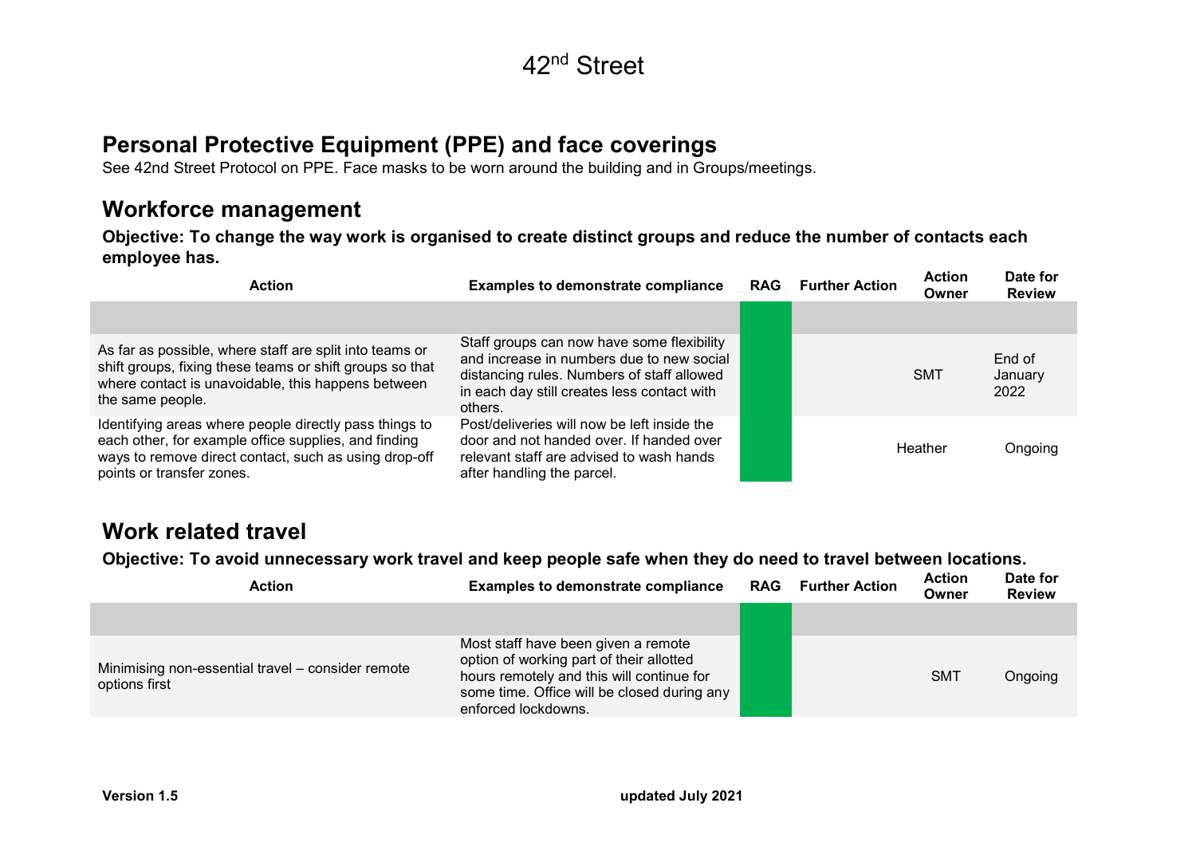## Personal Protective Equipment (PPE) and face coverings

See 42nd Street Protocol on PPE. Face masks to be worn around the building and in Groups/meetings.

## Workforce management

**Objective: To change the way work is organised to create distinct groups and reduce the number of contacts each employee has.**

| Action | Examples to demonstrate compliance | RAG | Further Action | Action Owner | Date for Review |
|---|---|---|---|---|---|
| | | | | | |
| As far as possible, where staff are split into teams or shift groups, fixing these teams or shift groups so that where contact is unavoidable, this happens between the same people. | Staff groups can now have some flexibility and increase in numbers due to new social distancing rules. Numbers of staff allowed in each day still creates less contact with others. | | | SMT | End of January 2022 |
| Identifying areas where people directly pass things to each other, for example office supplies, and finding ways to remove direct contact, such as using drop-off points or transfer zones. | Post/deliveries will now be left inside the door and not handed over. If handed over relevant staff are advised to wash hands after handling the parcel. | | | Heather | Ongoing |

## Work related travel

**Objective: To avoid unnecessary work travel and keep people safe when they do need to travel between locations.**

| Action | Examples to demonstrate compliance | RAG | Further Action | Action Owner | Date for Review |
|---|---|---|---|---|---|
| | | | | | |
| Minimising non-essential travel – consider remote options first | Most staff have been given a remote option of working part of their allotted hours remotely and this will continue for some time. Office will be closed during any enforced lockdowns. | | | SMT | Ongoing |

**Version 1.5** **updated July 2021**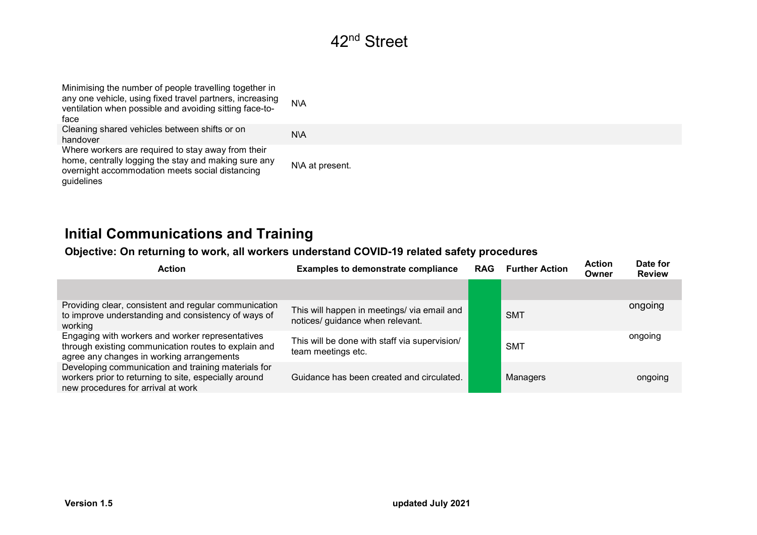| Minimising the number of people travelling together in any one vehicle, using fixed travel partners, increasing ventilation when possible and avoiding sitting face-to-face | N\A |
|---|---|
| Cleaning shared vehicles between shifts or on handover | N\A |
| Where workers are required to stay away from their home, centrally logging the stay and making sure any overnight accommodation meets social distancing guidelines | N\A at present. |

## Initial Communications and Training

### Objective: On returning to work, all workers understand COVID-19 related safety procedures

| Action | Examples to demonstrate compliance | RAG | Further Action | Action Owner | Date for Review |
|---|---|---|---|---|---|
| | | | | | |
| Providing clear, consistent and regular communication to improve understanding and consistency of ways of working | This will happen in meetings/ via email and notices/ guidance when relevant. | | SMT | | ongoing |
| Engaging with workers and worker representatives through existing communication routes to explain and agree any changes in working arrangements | This will be done with staff via supervision/ team meetings etc. | | SMT | | ongoing |
| Developing communication and training materials for workers prior to returning to site, especially around new procedures for arrival at work | Guidance has been created and circulated. | | Managers | | ongoing |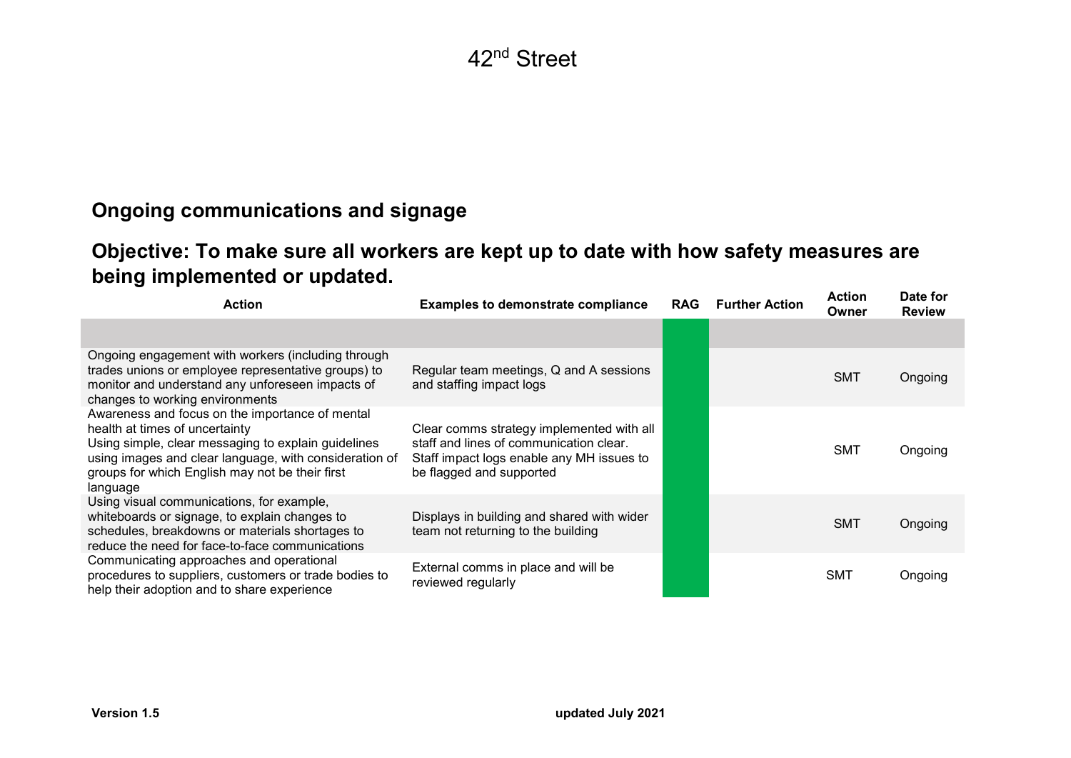# 42nd Street

## Ongoing communications and signage

## Objective: To make sure all workers are kept up to date with how safety measures are being implemented or updated.

| Action | Examples to demonstrate compliance | RAG | Further Action | Action Owner | Date for Review |
|---|---|---|---|---|---|
| | | | | | |
| Ongoing engagement with workers (including through trades unions or employee representative groups) to monitor and understand any unforeseen impacts of changes to working environments | Regular team meetings, Q and A sessions and staffing impact logs | | | SMT | Ongoing |
| Awareness and focus on the importance of mental health at times of uncertainty<br>Using simple, clear messaging to explain guidelines using images and clear language, with consideration of groups for which English may not be their first language | Clear comms strategy implemented with all staff and lines of communication clear. Staff impact logs enable any MH issues to be flagged and supported | | | SMT | Ongoing |
| Using visual communications, for example, whiteboards or signage, to explain changes to schedules, breakdowns or materials shortages to reduce the need for face-to-face communications | Displays in building and shared with wider team not returning to the building | | | SMT | Ongoing |
| Communicating approaches and operational procedures to suppliers, customers or trade bodies to help their adoption and to share experience | External comms in place and will be reviewed regularly | | | SMT | Ongoing |

**Version 1.5** **updated July 2021**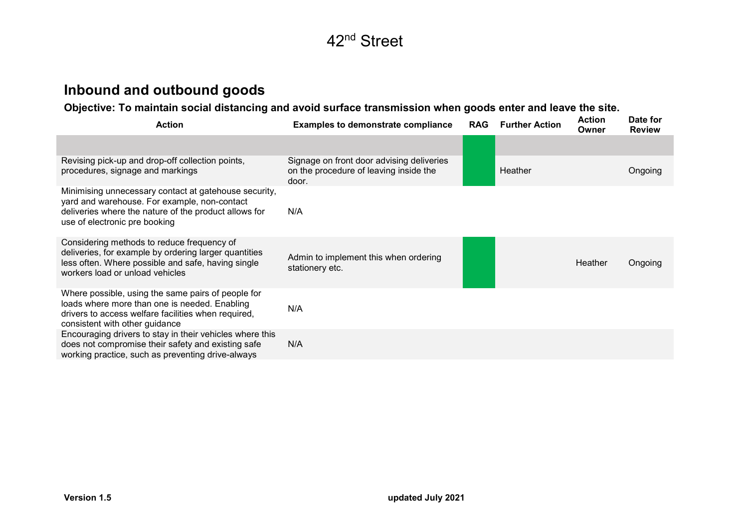## Inbound and outbound goods

**Objective: To maintain social distancing and avoid surface transmission when goods enter and leave the site.**

| Action | Examples to demonstrate compliance | RAG | Further Action | Action Owner | Date for Review |
|---|---|---|---|---|---|
| | | | | | |
| Revising pick-up and drop-off collection points, procedures, signage and markings | Signage on front door advising deliveries on the procedure of leaving inside the door. | | Heather | | Ongoing |
| Minimising unnecessary contact at gatehouse security, yard and warehouse. For example, non-contact deliveries where the nature of the product allows for use of electronic pre booking | N/A | | | | |
| Considering methods to reduce frequency of deliveries, for example by ordering larger quantities less often. Where possible and safe, having single workers load or unload vehicles | Admin to implement this when ordering stationery etc. | | | Heather | Ongoing |
| Where possible, using the same pairs of people for loads where more than one is needed. Enabling drivers to access welfare facilities when required, consistent with other guidance | N/A | | | | |
| Encouraging drivers to stay in their vehicles where this does not compromise their safety and existing safe working practice, such as preventing drive-always | N/A | | | | |